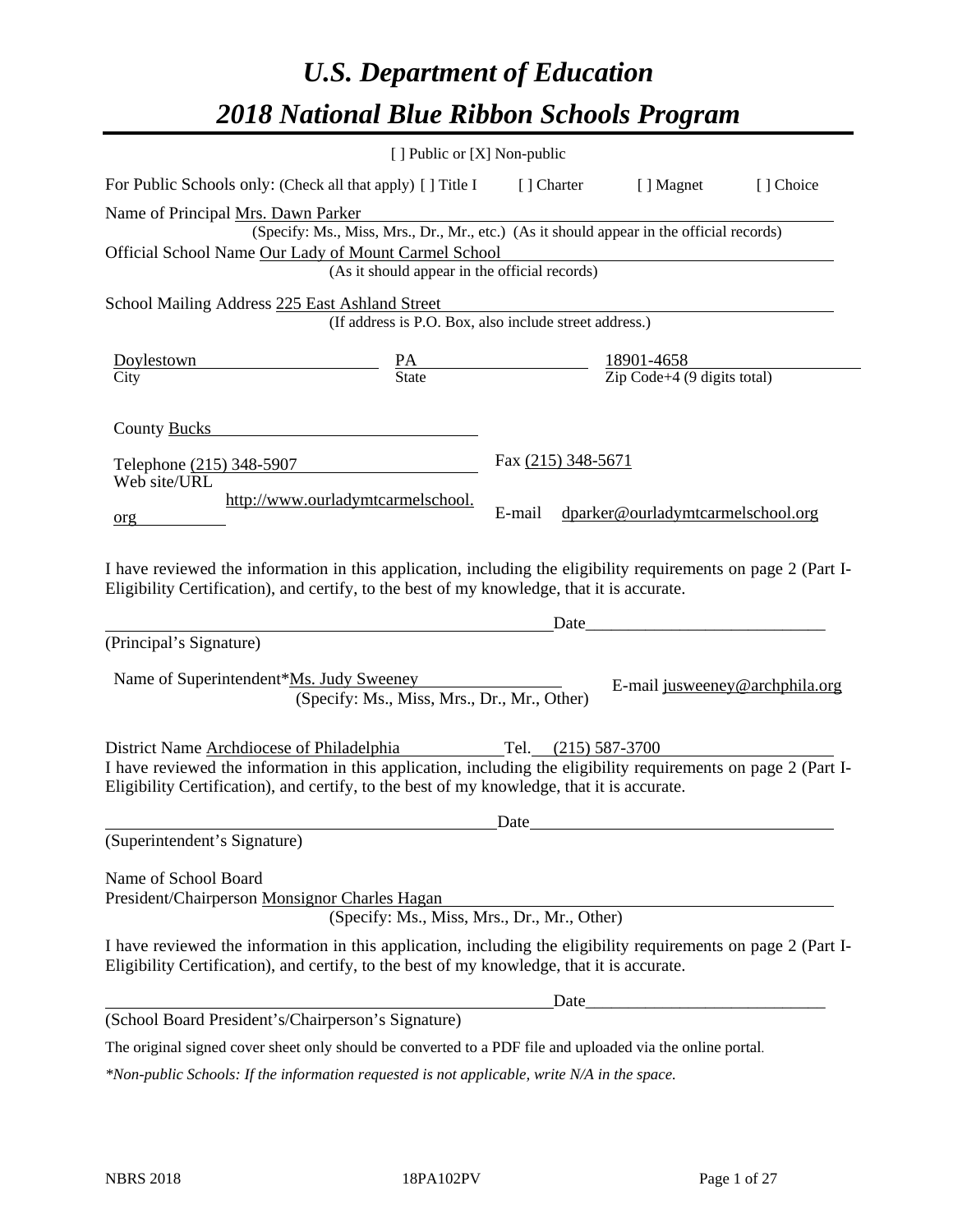# *U.S. Department of Education*

# *2018 National Blue Ribbon Schools Program*

[ ] Public or [X] Non-public

For Public Schools only: (Check all that apply) [ ] Title I    [ ] Charter    [ ] Magnet    [ ] Choice

Name of Principal Mrs. Dawn Parker
(Specify: Ms., Miss, Mrs., Dr., Mr., etc.) (As it should appear in the official records)

Official School Name Our Lady of Mount Carmel School
(As it should appear in the official records)

School Mailing Address 225 East Ashland Street
(If address is P.O. Box, also include street address.)

| Doylestown | PA | 18901-4658 |
|---|---|---|
| City | State | Zip Code+4 (9 digits total) |

County Bucks

Telephone (215) 348-5907    Fax (215) 348-5671

Web site/URL http://www.ourladymtcarmelschool.org    E-mail dparker@ourladymtcarmelschool.org

I have reviewed the information in this application, including the eligibility requirements on page 2 (Part I-Eligibility Certification), and certify, to the best of my knowledge, that it is accurate.

_______________________________________________ Date___________________________

(Principal's Signature)

Name of Superintendent*Ms. Judy Sweeney    E-mail jusweeney@archphila.org
(Specify: Ms., Miss, Mrs., Dr., Mr., Other)

District Name Archdiocese of Philadelphia    Tel. (215) 587-3700

I have reviewed the information in this application, including the eligibility requirements on page 2 (Part I-Eligibility Certification), and certify, to the best of my knowledge, that it is accurate.

_______________________________________________ Date___________________________

(Superintendent's Signature)

Name of School Board
President/Chairperson Monsignor Charles Hagan
(Specify: Ms., Miss, Mrs., Dr., Mr., Other)

I have reviewed the information in this application, including the eligibility requirements on page 2 (Part I-Eligibility Certification), and certify, to the best of my knowledge, that it is accurate.

_______________________________________________ Date___________________________

(School Board President's/Chairperson's Signature)

The original signed cover sheet only should be converted to a PDF file and uploaded via the online portal.

*\*Non-public Schools: If the information requested is not applicable, write N/A in the space.*

NBRS 2018    18PA102PV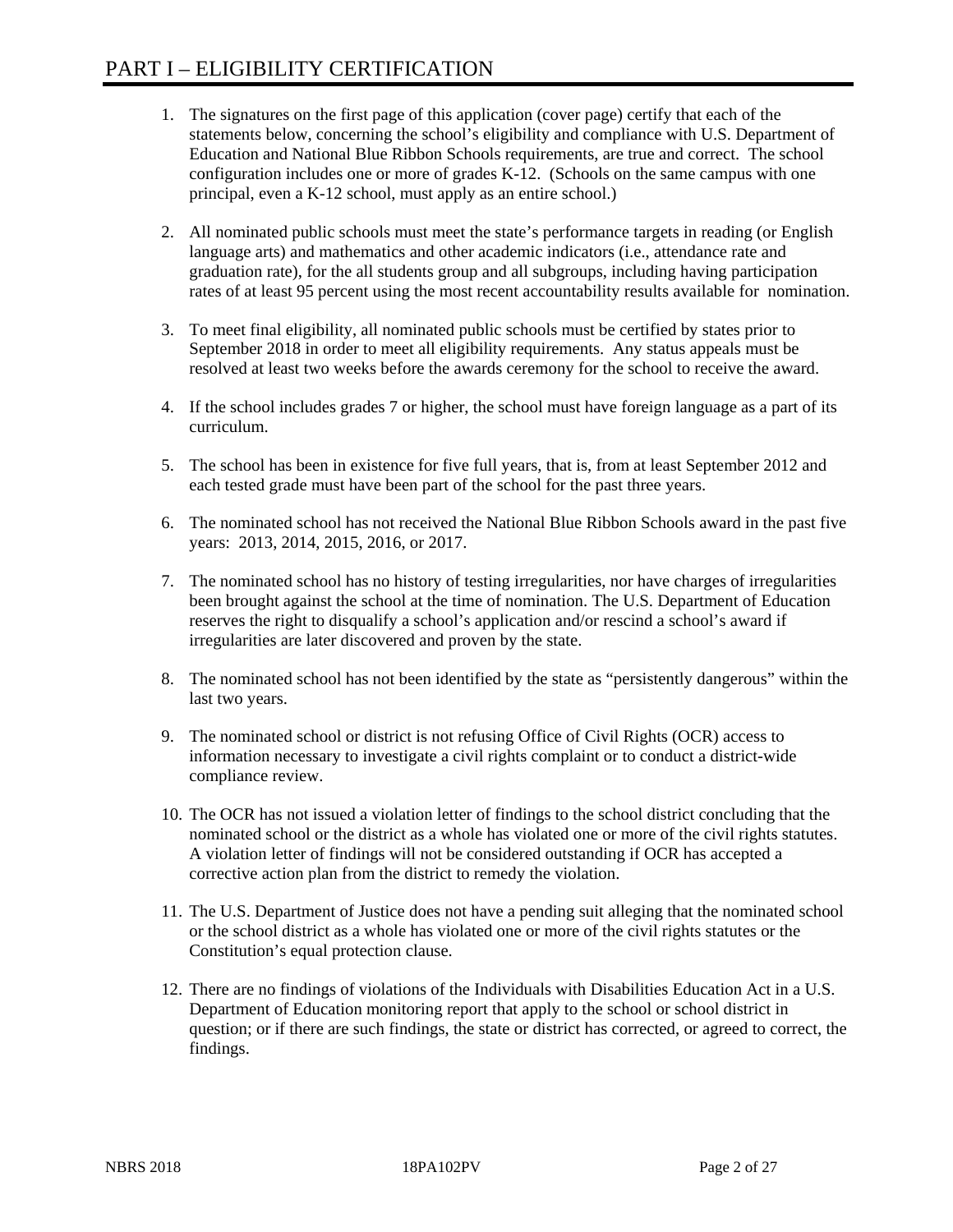# PART I – ELIGIBILITY CERTIFICATION

1. The signatures on the first page of this application (cover page) certify that each of the statements below, concerning the school's eligibility and compliance with U.S. Department of Education and National Blue Ribbon Schools requirements, are true and correct. The school configuration includes one or more of grades K-12. (Schools on the same campus with one principal, even a K-12 school, must apply as an entire school.)

2. All nominated public schools must meet the state's performance targets in reading (or English language arts) and mathematics and other academic indicators (i.e., attendance rate and graduation rate), for the all students group and all subgroups, including having participation rates of at least 95 percent using the most recent accountability results available for nomination.

3. To meet final eligibility, all nominated public schools must be certified by states prior to September 2018 in order to meet all eligibility requirements. Any status appeals must be resolved at least two weeks before the awards ceremony for the school to receive the award.

4. If the school includes grades 7 or higher, the school must have foreign language as a part of its curriculum.

5. The school has been in existence for five full years, that is, from at least September 2012 and each tested grade must have been part of the school for the past three years.

6. The nominated school has not received the National Blue Ribbon Schools award in the past five years: 2013, 2014, 2015, 2016, or 2017.

7. The nominated school has no history of testing irregularities, nor have charges of irregularities been brought against the school at the time of nomination. The U.S. Department of Education reserves the right to disqualify a school's application and/or rescind a school's award if irregularities are later discovered and proven by the state.

8. The nominated school has not been identified by the state as "persistently dangerous" within the last two years.

9. The nominated school or district is not refusing Office of Civil Rights (OCR) access to information necessary to investigate a civil rights complaint or to conduct a district-wide compliance review.

10. The OCR has not issued a violation letter of findings to the school district concluding that the nominated school or the district as a whole has violated one or more of the civil rights statutes. A violation letter of findings will not be considered outstanding if OCR has accepted a corrective action plan from the district to remedy the violation.

11. The U.S. Department of Justice does not have a pending suit alleging that the nominated school or the school district as a whole has violated one or more of the civil rights statutes or the Constitution's equal protection clause.

12. There are no findings of violations of the Individuals with Disabilities Education Act in a U.S. Department of Education monitoring report that apply to the school or school district in question; or if there are such findings, the state or district has corrected, or agreed to correct, the findings.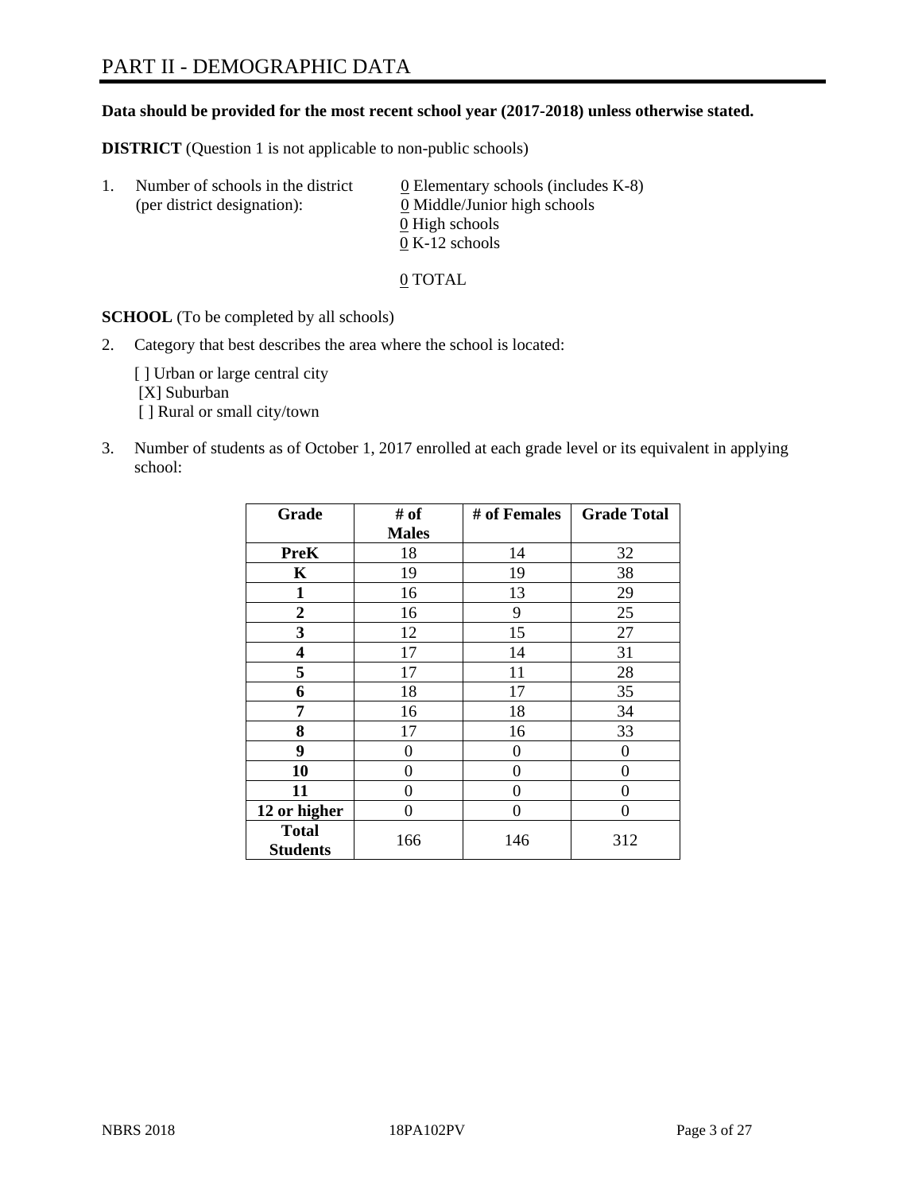# PART II - DEMOGRAPHIC DATA

**Data should be provided for the most recent school year (2017-2018) unless otherwise stated.**

**DISTRICT** (Question 1 is not applicable to non-public schools)

1. Number of schools in the district (per district designation):
   0 Elementary schools (includes K-8)
   0 Middle/Junior high schools
   0 High schools
   0 K-12 schools

   0 TOTAL

**SCHOOL** (To be completed by all schools)

2. Category that best describes the area where the school is located:

   [ ] Urban or large central city
   [X] Suburban
   [ ] Rural or small city/town

3. Number of students as of October 1, 2017 enrolled at each grade level or its equivalent in applying school:

| Grade | # of Males | # of Females | Grade Total |
|---|---|---|---|
| **PreK** | 18 | 14 | 32 |
| **K** | 19 | 19 | 38 |
| **1** | 16 | 13 | 29 |
| **2** | 16 | 9 | 25 |
| **3** | 12 | 15 | 27 |
| **4** | 17 | 14 | 31 |
| **5** | 17 | 11 | 28 |
| **6** | 18 | 17 | 35 |
| **7** | 16 | 18 | 34 |
| **8** | 17 | 16 | 33 |
| **9** | 0 | 0 | 0 |
| **10** | 0 | 0 | 0 |
| **11** | 0 | 0 | 0 |
| **12 or higher** | 0 | 0 | 0 |
| **Total Students** | 166 | 146 | 312 |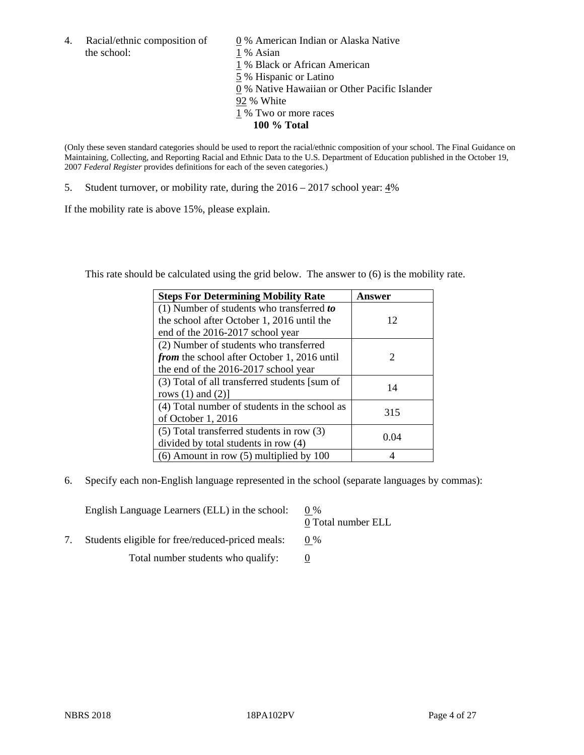4. Racial/ethnic composition of the school:

0 % American Indian or Alaska Native
1 % Asian
1 % Black or African American
5 % Hispanic or Latino
0 % Native Hawaiian or Other Pacific Islander
92 % White
1 % Two or more races
**100 % Total**

(Only these seven standard categories should be used to report the racial/ethnic composition of your school. The Final Guidance on Maintaining, Collecting, and Reporting Racial and Ethnic Data to the U.S. Department of Education published in the October 19, 2007 *Federal Register* provides definitions for each of the seven categories.)

5. Student turnover, or mobility rate, during the 2016 – 2017 school year: 4%

If the mobility rate is above 15%, please explain.

This rate should be calculated using the grid below. The answer to (6) is the mobility rate.

| **Steps For Determining Mobility Rate** | **Answer** |
| --- | --- |
| (1) Number of students who transferred ***to*** the school after October 1, 2016 until the end of the 2016-2017 school year | 12 |
| (2) Number of students who transferred ***from*** the school after October 1, 2016 until the end of the 2016-2017 school year | 2 |
| (3) Total of all transferred students [sum of rows (1) and (2)] | 14 |
| (4) Total number of students in the school as of October 1, 2016 | 315 |
| (5) Total transferred students in row (3) divided by total students in row (4) | 0.04 |
| (6) Amount in row (5) multiplied by 100 | 4 |

6. Specify each non-English language represented in the school (separate languages by commas):

English Language Learners (ELL) in the school: 0 %
0 Total number ELL

7. Students eligible for free/reduced-priced meals: 0 %

Total number students who qualify: 0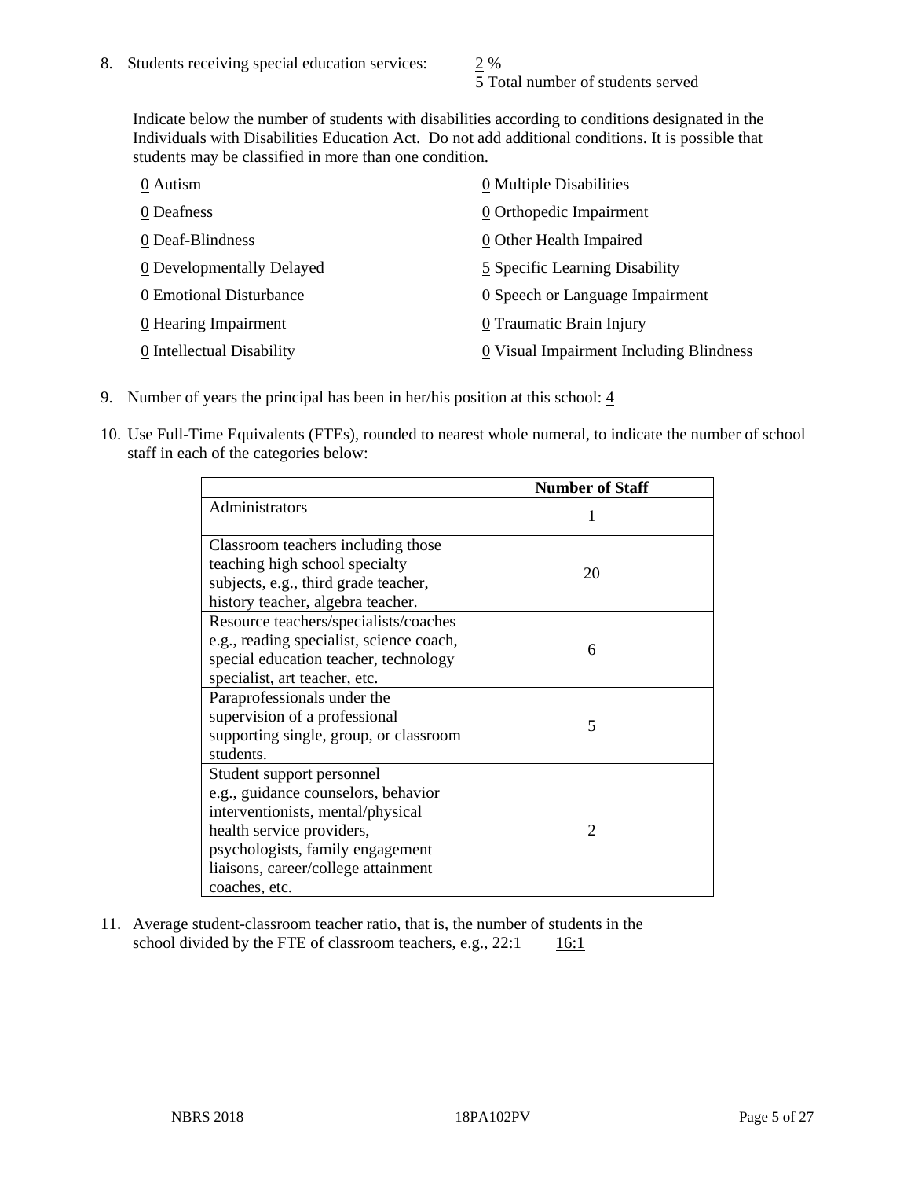8. Students receiving special education services: 2 %
   5 Total number of students served

   Indicate below the number of students with disabilities according to conditions designated in the Individuals with Disabilities Education Act. Do not add additional conditions. It is possible that students may be classified in more than one condition.

   0 Autism
   0 Deafness
   0 Deaf-Blindness
   0 Developmentally Delayed
   0 Emotional Disturbance
   0 Hearing Impairment
   0 Intellectual Disability
   0 Multiple Disabilities
   0 Orthopedic Impairment
   0 Other Health Impaired
   5 Specific Learning Disability
   0 Speech or Language Impairment
   0 Traumatic Brain Injury
   0 Visual Impairment Including Blindness

9. Number of years the principal has been in her/his position at this school: 4

10. Use Full-Time Equivalents (FTEs), rounded to nearest whole numeral, to indicate the number of school staff in each of the categories below:

| | Number of Staff |
|---|---|
| Administrators | 1 |
| Classroom teachers including those teaching high school specialty subjects, e.g., third grade teacher, history teacher, algebra teacher. | 20 |
| Resource teachers/specialists/coaches e.g., reading specialist, science coach, special education teacher, technology specialist, art teacher, etc. | 6 |
| Paraprofessionals under the supervision of a professional supporting single, group, or classroom students. | 5 |
| Student support personnel e.g., guidance counselors, behavior interventionists, mental/physical health service providers, psychologists, family engagement liaisons, career/college attainment coaches, etc. | 2 |

11. Average student-classroom teacher ratio, that is, the number of students in the school divided by the FTE of classroom teachers, e.g., 22:1 16:1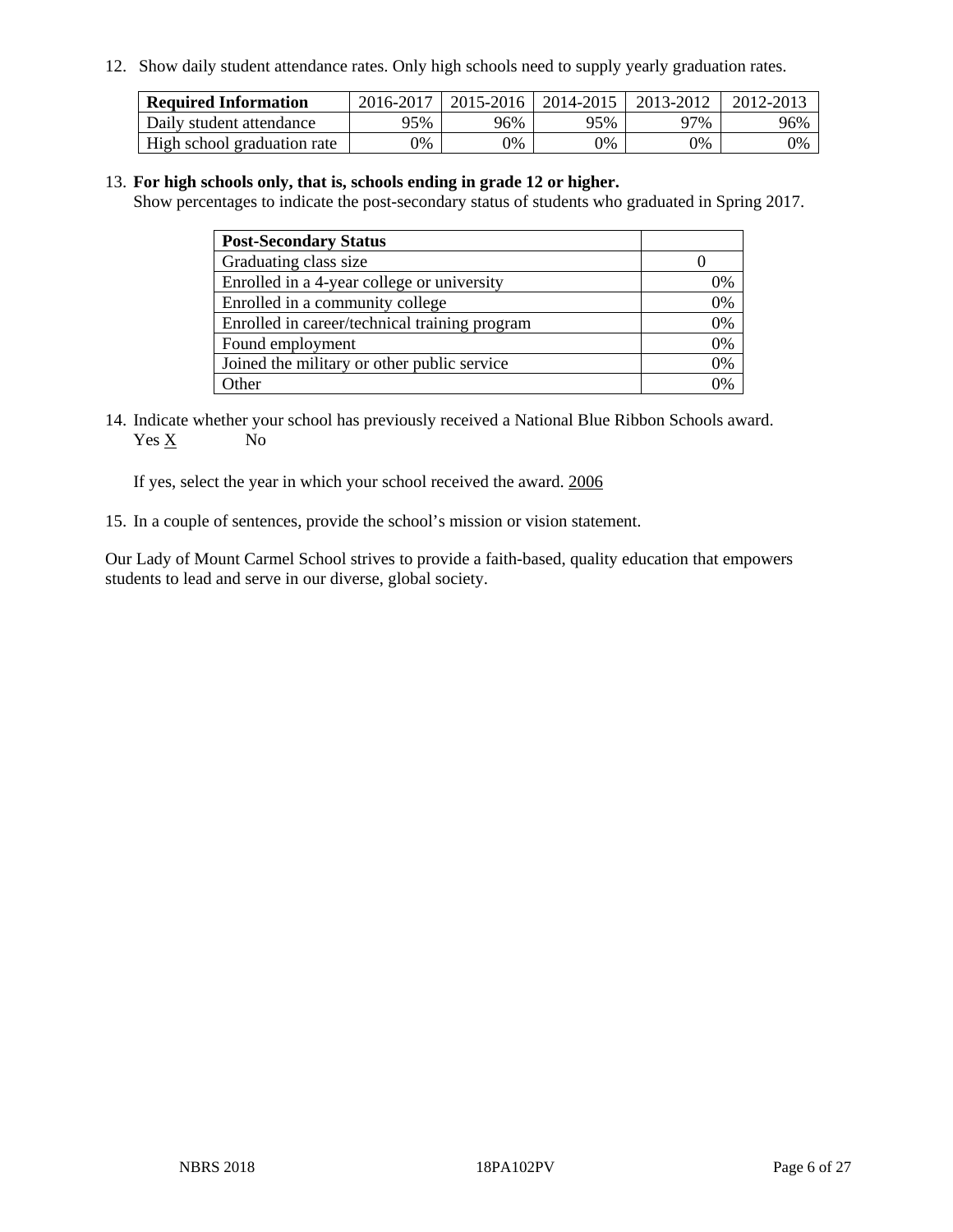12. Show daily student attendance rates. Only high schools need to supply yearly graduation rates.

| Required Information | 2016-2017 | 2015-2016 | 2014-2015 | 2013-2012 | 2012-2013 |
| --- | --- | --- | --- | --- | --- |
| Daily student attendance | 95% | 96% | 95% | 97% | 96% |
| High school graduation rate | 0% | 0% | 0% | 0% | 0% |

13. **For high schools only, that is, schools ending in grade 12 or higher.**
Show percentages to indicate the post-secondary status of students who graduated in Spring 2017.

| Post-Secondary Status | |
| --- | --- |
| Graduating class size | 0 |
| Enrolled in a 4-year college or university | 0% |
| Enrolled in a community college | 0% |
| Enrolled in career/technical training program | 0% |
| Found employment | 0% |
| Joined the military or other public service | 0% |
| Other | 0% |

14. Indicate whether your school has previously received a National Blue Ribbon Schools award.
Yes X No

If yes, select the year in which your school received the award. 2006

15. In a couple of sentences, provide the school's mission or vision statement.

Our Lady of Mount Carmel School strives to provide a faith-based, quality education that empowers students to lead and serve in our diverse, global society.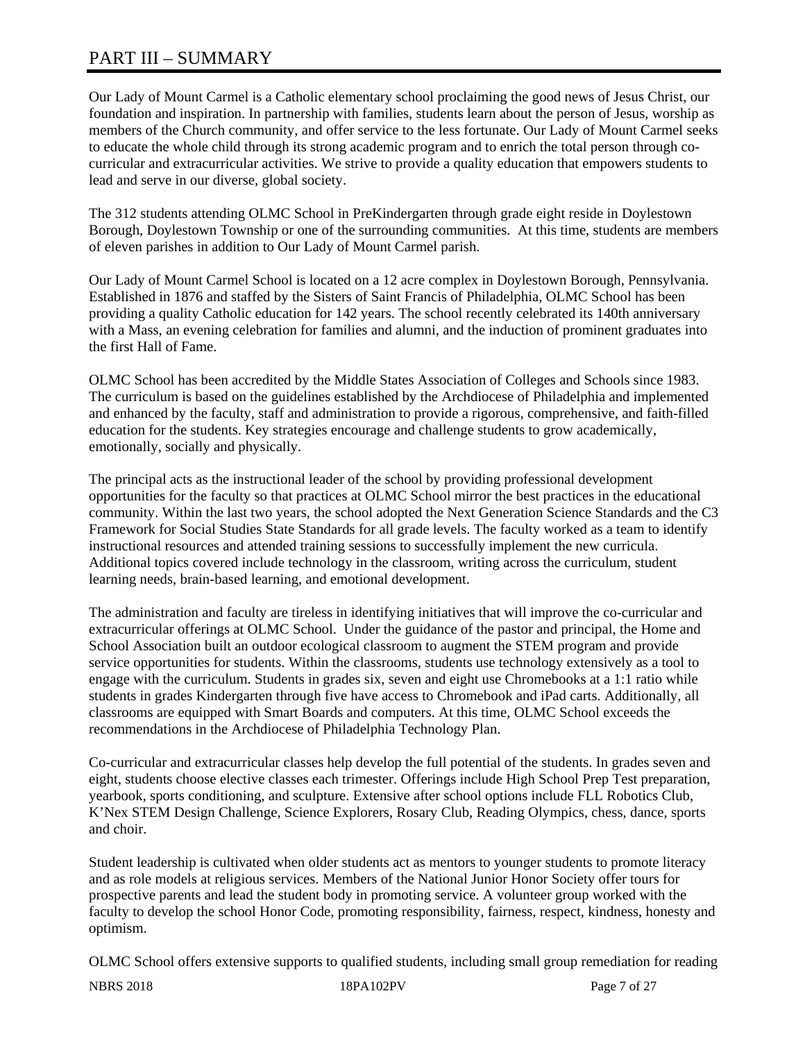# PART III – SUMMARY

Our Lady of Mount Carmel is a Catholic elementary school proclaiming the good news of Jesus Christ, our foundation and inspiration. In partnership with families, students learn about the person of Jesus, worship as members of the Church community, and offer service to the less fortunate. Our Lady of Mount Carmel seeks to educate the whole child through its strong academic program and to enrich the total person through co-curricular and extracurricular activities. We strive to provide a quality education that empowers students to lead and serve in our diverse, global society.

The 312 students attending OLMC School in PreKindergarten through grade eight reside in Doylestown Borough, Doylestown Township or one of the surrounding communities. At this time, students are members of eleven parishes in addition to Our Lady of Mount Carmel parish.

Our Lady of Mount Carmel School is located on a 12 acre complex in Doylestown Borough, Pennsylvania. Established in 1876 and staffed by the Sisters of Saint Francis of Philadelphia, OLMC School has been providing a quality Catholic education for 142 years. The school recently celebrated its 140th anniversary with a Mass, an evening celebration for families and alumni, and the induction of prominent graduates into the first Hall of Fame.

OLMC School has been accredited by the Middle States Association of Colleges and Schools since 1983. The curriculum is based on the guidelines established by the Archdiocese of Philadelphia and implemented and enhanced by the faculty, staff and administration to provide a rigorous, comprehensive, and faith-filled education for the students. Key strategies encourage and challenge students to grow academically, emotionally, socially and physically.

The principal acts as the instructional leader of the school by providing professional development opportunities for the faculty so that practices at OLMC School mirror the best practices in the educational community. Within the last two years, the school adopted the Next Generation Science Standards and the C3 Framework for Social Studies State Standards for all grade levels. The faculty worked as a team to identify instructional resources and attended training sessions to successfully implement the new curricula. Additional topics covered include technology in the classroom, writing across the curriculum, student learning needs, brain-based learning, and emotional development.

The administration and faculty are tireless in identifying initiatives that will improve the co-curricular and extracurricular offerings at OLMC School. Under the guidance of the pastor and principal, the Home and School Association built an outdoor ecological classroom to augment the STEM program and provide service opportunities for students. Within the classrooms, students use technology extensively as a tool to engage with the curriculum. Students in grades six, seven and eight use Chromebooks at a 1:1 ratio while students in grades Kindergarten through five have access to Chromebook and iPad carts. Additionally, all classrooms are equipped with Smart Boards and computers. At this time, OLMC School exceeds the recommendations in the Archdiocese of Philadelphia Technology Plan.

Co-curricular and extracurricular classes help develop the full potential of the students. In grades seven and eight, students choose elective classes each trimester. Offerings include High School Prep Test preparation, yearbook, sports conditioning, and sculpture. Extensive after school options include FLL Robotics Club, K'Nex STEM Design Challenge, Science Explorers, Rosary Club, Reading Olympics, chess, dance, sports and choir.

Student leadership is cultivated when older students act as mentors to younger students to promote literacy and as role models at religious services. Members of the National Junior Honor Society offer tours for prospective parents and lead the student body in promoting service. A volunteer group worked with the faculty to develop the school Honor Code, promoting responsibility, fairness, respect, kindness, honesty and optimism.

OLMC School offers extensive supports to qualified students, including small group remediation for reading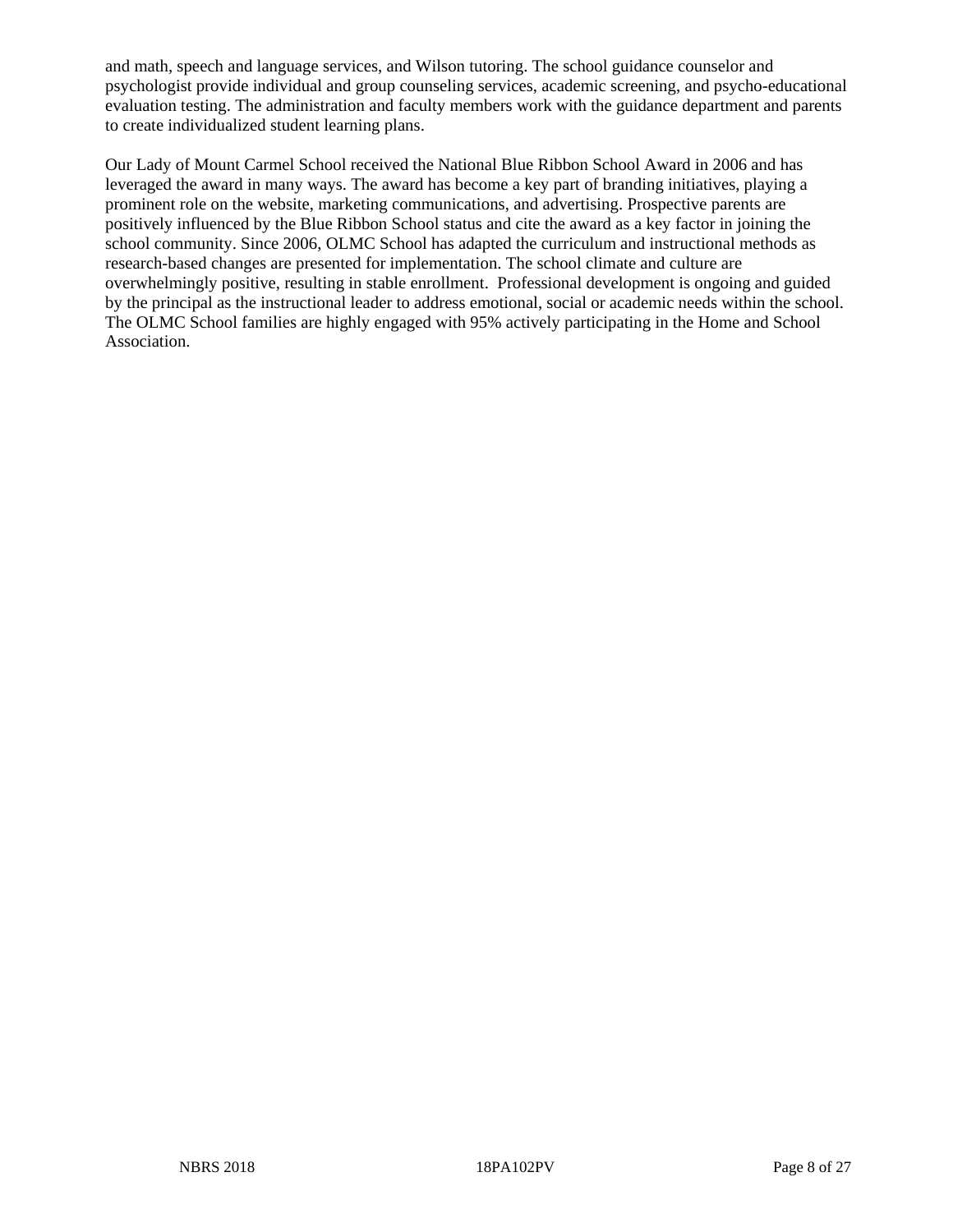and math, speech and language services, and Wilson tutoring. The school guidance counselor and psychologist provide individual and group counseling services, academic screening, and psycho-educational evaluation testing. The administration and faculty members work with the guidance department and parents to create individualized student learning plans.

Our Lady of Mount Carmel School received the National Blue Ribbon School Award in 2006 and has leveraged the award in many ways. The award has become a key part of branding initiatives, playing a prominent role on the website, marketing communications, and advertising. Prospective parents are positively influenced by the Blue Ribbon School status and cite the award as a key factor in joining the school community. Since 2006, OLMC School has adapted the curriculum and instructional methods as research-based changes are presented for implementation. The school climate and culture are overwhelmingly positive, resulting in stable enrollment. Professional development is ongoing and guided by the principal as the instructional leader to address emotional, social or academic needs within the school. The OLMC School families are highly engaged with 95% actively participating in the Home and School Association.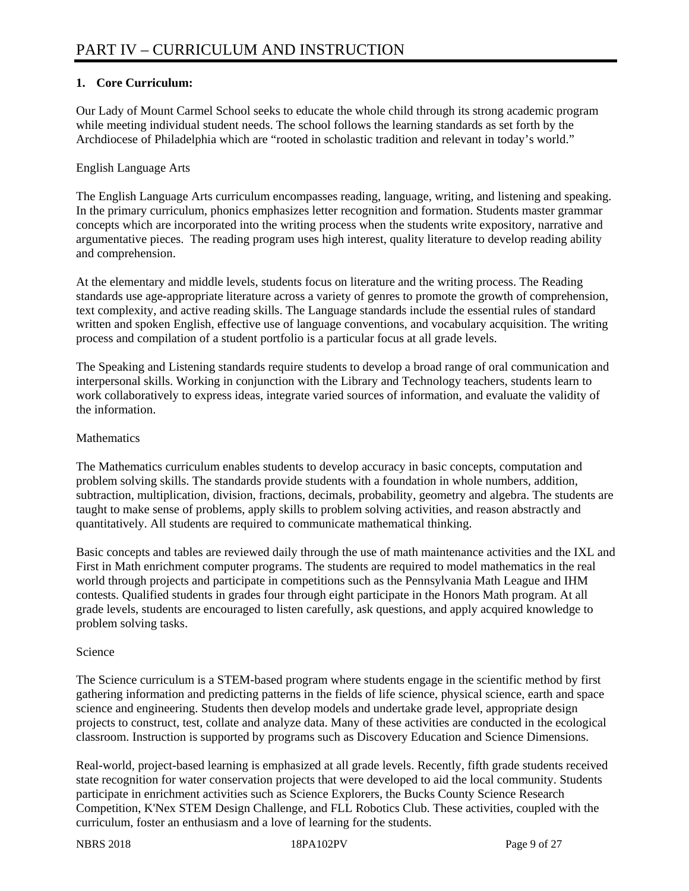# PART IV – CURRICULUM AND INSTRUCTION

**1. Core Curriculum:**

Our Lady of Mount Carmel School seeks to educate the whole child through its strong academic program while meeting individual student needs. The school follows the learning standards as set forth by the Archdiocese of Philadelphia which are "rooted in scholastic tradition and relevant in today's world."

English Language Arts

The English Language Arts curriculum encompasses reading, language, writing, and listening and speaking. In the primary curriculum, phonics emphasizes letter recognition and formation. Students master grammar concepts which are incorporated into the writing process when the students write expository, narrative and argumentative pieces. The reading program uses high interest, quality literature to develop reading ability and comprehension.

At the elementary and middle levels, students focus on literature and the writing process. The Reading standards use age-appropriate literature across a variety of genres to promote the growth of comprehension, text complexity, and active reading skills. The Language standards include the essential rules of standard written and spoken English, effective use of language conventions, and vocabulary acquisition. The writing process and compilation of a student portfolio is a particular focus at all grade levels.

The Speaking and Listening standards require students to develop a broad range of oral communication and interpersonal skills. Working in conjunction with the Library and Technology teachers, students learn to work collaboratively to express ideas, integrate varied sources of information, and evaluate the validity of the information.

Mathematics

The Mathematics curriculum enables students to develop accuracy in basic concepts, computation and problem solving skills. The standards provide students with a foundation in whole numbers, addition, subtraction, multiplication, division, fractions, decimals, probability, geometry and algebra. The students are taught to make sense of problems, apply skills to problem solving activities, and reason abstractly and quantitatively. All students are required to communicate mathematical thinking.

Basic concepts and tables are reviewed daily through the use of math maintenance activities and the IXL and First in Math enrichment computer programs. The students are required to model mathematics in the real world through projects and participate in competitions such as the Pennsylvania Math League and IHM contests. Qualified students in grades four through eight participate in the Honors Math program. At all grade levels, students are encouraged to listen carefully, ask questions, and apply acquired knowledge to problem solving tasks.

Science

The Science curriculum is a STEM-based program where students engage in the scientific method by first gathering information and predicting patterns in the fields of life science, physical science, earth and space science and engineering. Students then develop models and undertake grade level, appropriate design projects to construct, test, collate and analyze data. Many of these activities are conducted in the ecological classroom. Instruction is supported by programs such as Discovery Education and Science Dimensions.

Real-world, project-based learning is emphasized at all grade levels. Recently, fifth grade students received state recognition for water conservation projects that were developed to aid the local community. Students participate in enrichment activities such as Science Explorers, the Bucks County Science Research Competition, K'Nex STEM Design Challenge, and FLL Robotics Club. These activities, coupled with the curriculum, foster an enthusiasm and a love of learning for the students.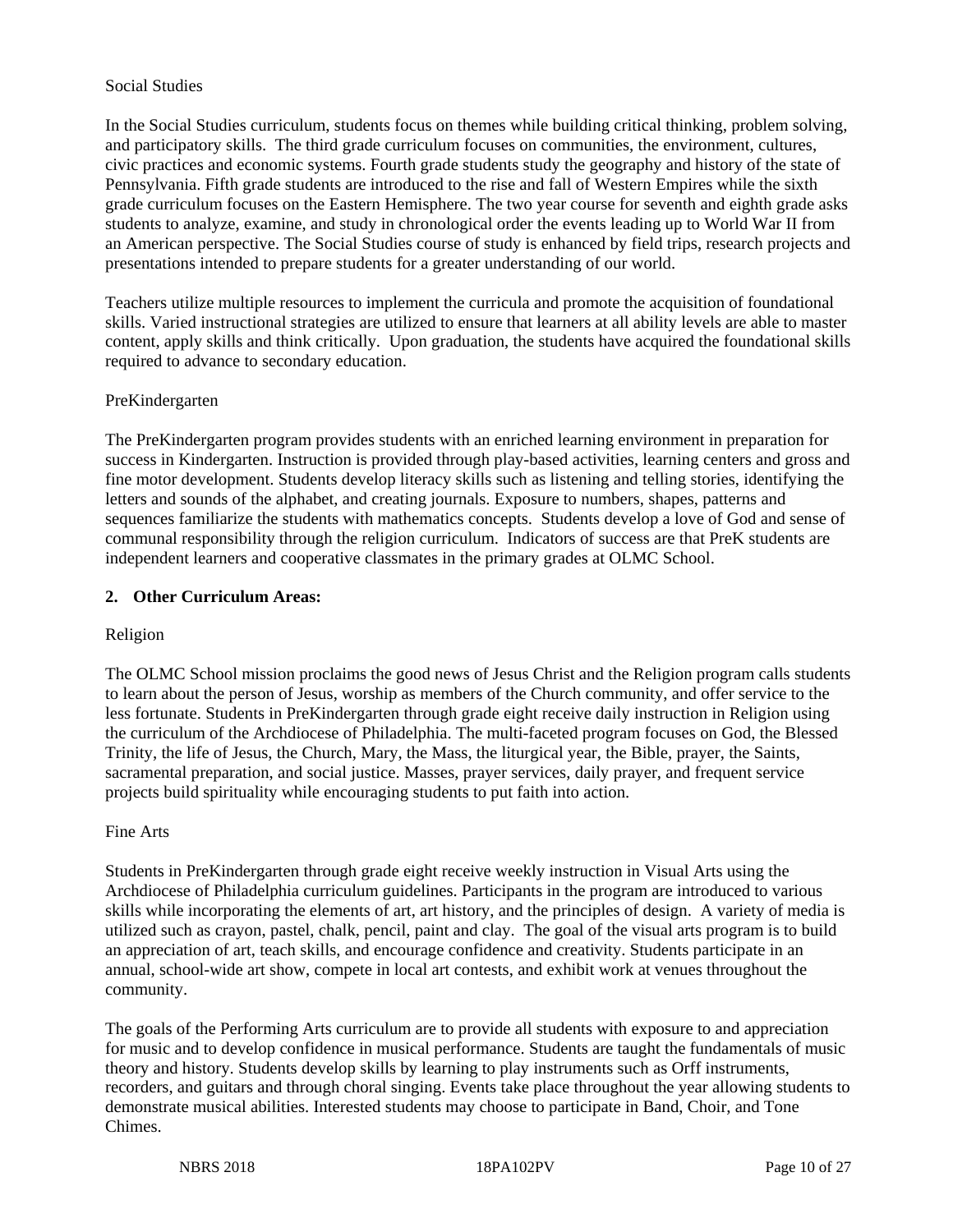Social Studies

In the Social Studies curriculum, students focus on themes while building critical thinking, problem solving, and participatory skills. The third grade curriculum focuses on communities, the environment, cultures, civic practices and economic systems. Fourth grade students study the geography and history of the state of Pennsylvania. Fifth grade students are introduced to the rise and fall of Western Empires while the sixth grade curriculum focuses on the Eastern Hemisphere. The two year course for seventh and eighth grade asks students to analyze, examine, and study in chronological order the events leading up to World War II from an American perspective. The Social Studies course of study is enhanced by field trips, research projects and presentations intended to prepare students for a greater understanding of our world.

Teachers utilize multiple resources to implement the curricula and promote the acquisition of foundational skills. Varied instructional strategies are utilized to ensure that learners at all ability levels are able to master content, apply skills and think critically. Upon graduation, the students have acquired the foundational skills required to advance to secondary education.

PreKindergarten

The PreKindergarten program provides students with an enriched learning environment in preparation for success in Kindergarten. Instruction is provided through play-based activities, learning centers and gross and fine motor development. Students develop literacy skills such as listening and telling stories, identifying the letters and sounds of the alphabet, and creating journals. Exposure to numbers, shapes, patterns and sequences familiarize the students with mathematics concepts. Students develop a love of God and sense of communal responsibility through the religion curriculum. Indicators of success are that PreK students are independent learners and cooperative classmates in the primary grades at OLMC School.

**2. Other Curriculum Areas:**

Religion

The OLMC School mission proclaims the good news of Jesus Christ and the Religion program calls students to learn about the person of Jesus, worship as members of the Church community, and offer service to the less fortunate. Students in PreKindergarten through grade eight receive daily instruction in Religion using the curriculum of the Archdiocese of Philadelphia. The multi-faceted program focuses on God, the Blessed Trinity, the life of Jesus, the Church, Mary, the Mass, the liturgical year, the Bible, prayer, the Saints, sacramental preparation, and social justice. Masses, prayer services, daily prayer, and frequent service projects build spirituality while encouraging students to put faith into action.

Fine Arts

Students in PreKindergarten through grade eight receive weekly instruction in Visual Arts using the Archdiocese of Philadelphia curriculum guidelines. Participants in the program are introduced to various skills while incorporating the elements of art, art history, and the principles of design. A variety of media is utilized such as crayon, pastel, chalk, pencil, paint and clay. The goal of the visual arts program is to build an appreciation of art, teach skills, and encourage confidence and creativity. Students participate in an annual, school-wide art show, compete in local art contests, and exhibit work at venues throughout the community.

The goals of the Performing Arts curriculum are to provide all students with exposure to and appreciation for music and to develop confidence in musical performance. Students are taught the fundamentals of music theory and history. Students develop skills by learning to play instruments such as Orff instruments, recorders, and guitars and through choral singing. Events take place throughout the year allowing students to demonstrate musical abilities. Interested students may choose to participate in Band, Choir, and Tone Chimes.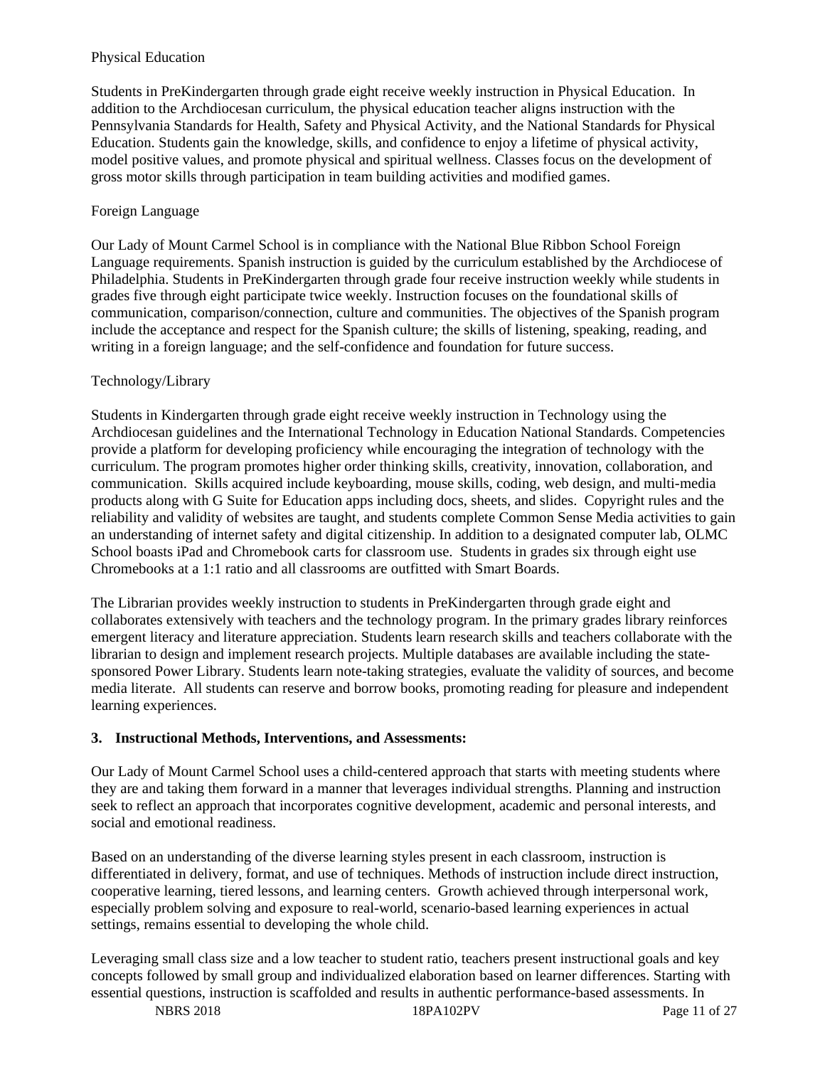Physical Education

Students in PreKindergarten through grade eight receive weekly instruction in Physical Education. In addition to the Archdiocesan curriculum, the physical education teacher aligns instruction with the Pennsylvania Standards for Health, Safety and Physical Activity, and the National Standards for Physical Education. Students gain the knowledge, skills, and confidence to enjoy a lifetime of physical activity, model positive values, and promote physical and spiritual wellness. Classes focus on the development of gross motor skills through participation in team building activities and modified games.

Foreign Language

Our Lady of Mount Carmel School is in compliance with the National Blue Ribbon School Foreign Language requirements. Spanish instruction is guided by the curriculum established by the Archdiocese of Philadelphia. Students in PreKindergarten through grade four receive instruction weekly while students in grades five through eight participate twice weekly. Instruction focuses on the foundational skills of communication, comparison/connection, culture and communities. The objectives of the Spanish program include the acceptance and respect for the Spanish culture; the skills of listening, speaking, reading, and writing in a foreign language; and the self-confidence and foundation for future success.

Technology/Library

Students in Kindergarten through grade eight receive weekly instruction in Technology using the Archdiocesan guidelines and the International Technology in Education National Standards. Competencies provide a platform for developing proficiency while encouraging the integration of technology with the curriculum. The program promotes higher order thinking skills, creativity, innovation, collaboration, and communication. Skills acquired include keyboarding, mouse skills, coding, web design, and multi-media products along with G Suite for Education apps including docs, sheets, and slides. Copyright rules and the reliability and validity of websites are taught, and students complete Common Sense Media activities to gain an understanding of internet safety and digital citizenship. In addition to a designated computer lab, OLMC School boasts iPad and Chromebook carts for classroom use. Students in grades six through eight use Chromebooks at a 1:1 ratio and all classrooms are outfitted with Smart Boards.

The Librarian provides weekly instruction to students in PreKindergarten through grade eight and collaborates extensively with teachers and the technology program. In the primary grades library reinforces emergent literacy and literature appreciation. Students learn research skills and teachers collaborate with the librarian to design and implement research projects. Multiple databases are available including the state-sponsored Power Library. Students learn note-taking strategies, evaluate the validity of sources, and become media literate. All students can reserve and borrow books, promoting reading for pleasure and independent learning experiences.

**3. Instructional Methods, Interventions, and Assessments:**

Our Lady of Mount Carmel School uses a child-centered approach that starts with meeting students where they are and taking them forward in a manner that leverages individual strengths. Planning and instruction seek to reflect an approach that incorporates cognitive development, academic and personal interests, and social and emotional readiness.

Based on an understanding of the diverse learning styles present in each classroom, instruction is differentiated in delivery, format, and use of techniques. Methods of instruction include direct instruction, cooperative learning, tiered lessons, and learning centers. Growth achieved through interpersonal work, especially problem solving and exposure to real-world, scenario-based learning experiences in actual settings, remains essential to developing the whole child.

Leveraging small class size and a low teacher to student ratio, teachers present instructional goals and key concepts followed by small group and individualized elaboration based on learner differences. Starting with essential questions, instruction is scaffolded and results in authentic performance-based assessments. In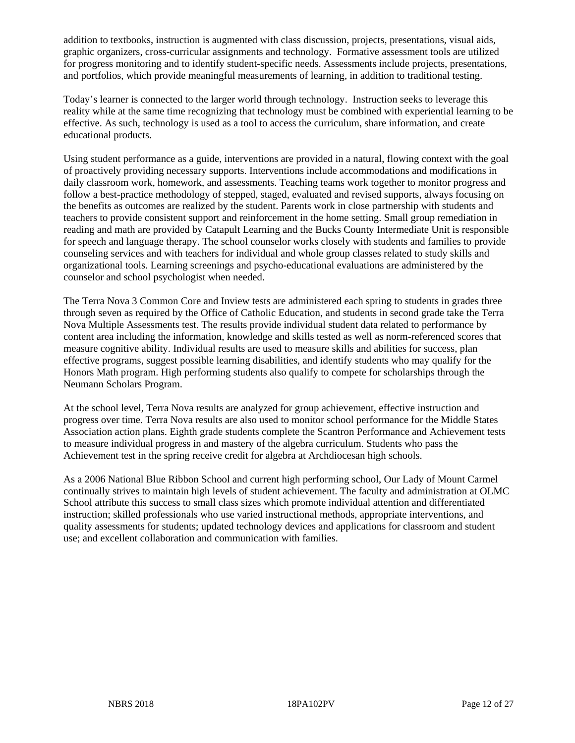addition to textbooks, instruction is augmented with class discussion, projects, presentations, visual aids, graphic organizers, cross-curricular assignments and technology. Formative assessment tools are utilized for progress monitoring and to identify student-specific needs. Assessments include projects, presentations, and portfolios, which provide meaningful measurements of learning, in addition to traditional testing.

Today's learner is connected to the larger world through technology. Instruction seeks to leverage this reality while at the same time recognizing that technology must be combined with experiential learning to be effective. As such, technology is used as a tool to access the curriculum, share information, and create educational products.

Using student performance as a guide, interventions are provided in a natural, flowing context with the goal of proactively providing necessary supports. Interventions include accommodations and modifications in daily classroom work, homework, and assessments. Teaching teams work together to monitor progress and follow a best-practice methodology of stepped, staged, evaluated and revised supports, always focusing on the benefits as outcomes are realized by the student. Parents work in close partnership with students and teachers to provide consistent support and reinforcement in the home setting. Small group remediation in reading and math are provided by Catapult Learning and the Bucks County Intermediate Unit is responsible for speech and language therapy. The school counselor works closely with students and families to provide counseling services and with teachers for individual and whole group classes related to study skills and organizational tools. Learning screenings and psycho-educational evaluations are administered by the counselor and school psychologist when needed.

The Terra Nova 3 Common Core and Inview tests are administered each spring to students in grades three through seven as required by the Office of Catholic Education, and students in second grade take the Terra Nova Multiple Assessments test. The results provide individual student data related to performance by content area including the information, knowledge and skills tested as well as norm-referenced scores that measure cognitive ability. Individual results are used to measure skills and abilities for success, plan effective programs, suggest possible learning disabilities, and identify students who may qualify for the Honors Math program. High performing students also qualify to compete for scholarships through the Neumann Scholars Program.

At the school level, Terra Nova results are analyzed for group achievement, effective instruction and progress over time. Terra Nova results are also used to monitor school performance for the Middle States Association action plans. Eighth grade students complete the Scantron Performance and Achievement tests to measure individual progress in and mastery of the algebra curriculum. Students who pass the Achievement test in the spring receive credit for algebra at Archdiocesan high schools.

As a 2006 National Blue Ribbon School and current high performing school, Our Lady of Mount Carmel continually strives to maintain high levels of student achievement. The faculty and administration at OLMC School attribute this success to small class sizes which promote individual attention and differentiated instruction; skilled professionals who use varied instructional methods, appropriate interventions, and quality assessments for students; updated technology devices and applications for classroom and student use; and excellent collaboration and communication with families.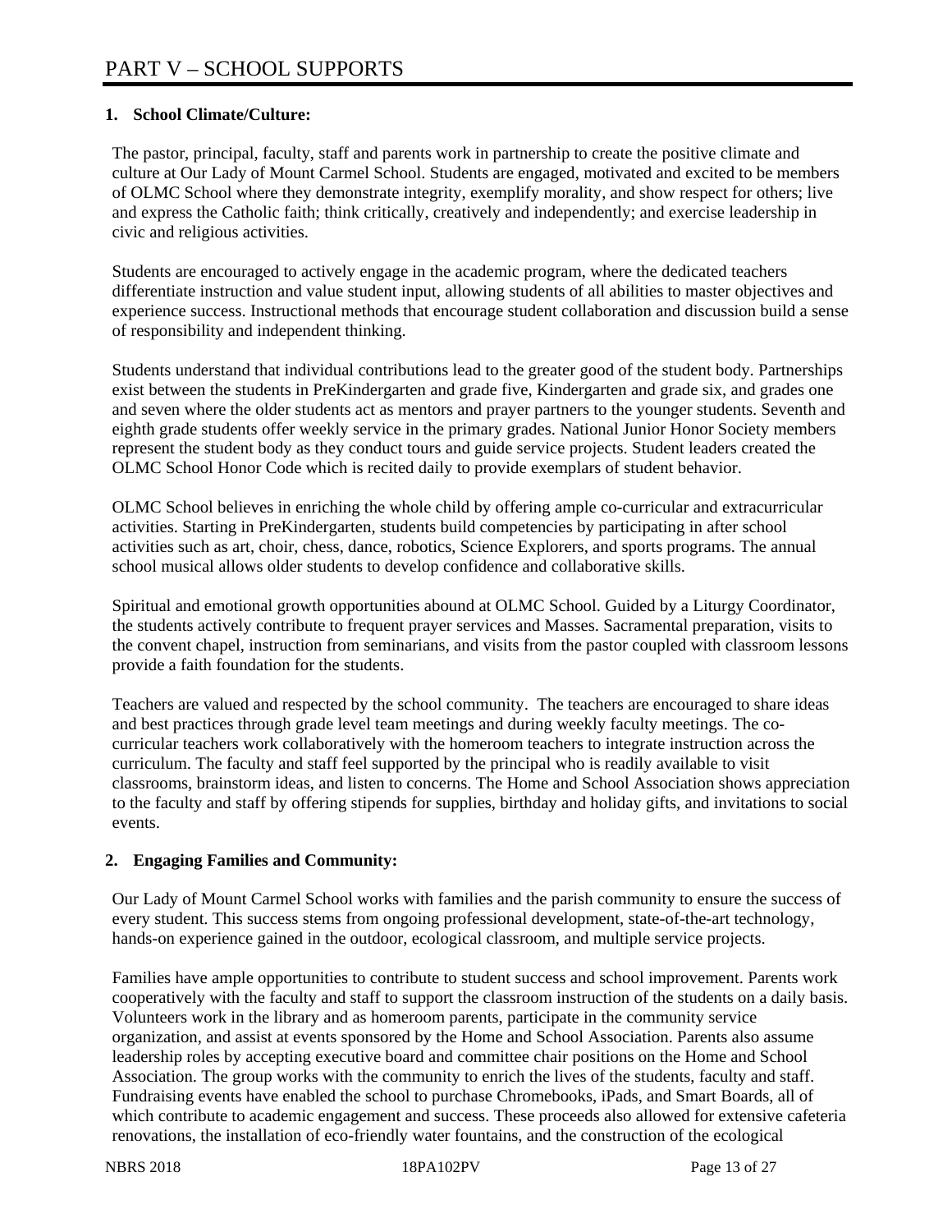# PART V – SCHOOL SUPPORTS

## 1. School Climate/Culture:

The pastor, principal, faculty, staff and parents work in partnership to create the positive climate and culture at Our Lady of Mount Carmel School. Students are engaged, motivated and excited to be members of OLMC School where they demonstrate integrity, exemplify morality, and show respect for others; live and express the Catholic faith; think critically, creatively and independently; and exercise leadership in civic and religious activities.

Students are encouraged to actively engage in the academic program, where the dedicated teachers differentiate instruction and value student input, allowing students of all abilities to master objectives and experience success. Instructional methods that encourage student collaboration and discussion build a sense of responsibility and independent thinking.

Students understand that individual contributions lead to the greater good of the student body. Partnerships exist between the students in PreKindergarten and grade five, Kindergarten and grade six, and grades one and seven where the older students act as mentors and prayer partners to the younger students. Seventh and eighth grade students offer weekly service in the primary grades. National Junior Honor Society members represent the student body as they conduct tours and guide service projects. Student leaders created the OLMC School Honor Code which is recited daily to provide exemplars of student behavior.

OLMC School believes in enriching the whole child by offering ample co-curricular and extracurricular activities. Starting in PreKindergarten, students build competencies by participating in after school activities such as art, choir, chess, dance, robotics, Science Explorers, and sports programs. The annual school musical allows older students to develop confidence and collaborative skills.

Spiritual and emotional growth opportunities abound at OLMC School. Guided by a Liturgy Coordinator, the students actively contribute to frequent prayer services and Masses. Sacramental preparation, visits to the convent chapel, instruction from seminarians, and visits from the pastor coupled with classroom lessons provide a faith foundation for the students.

Teachers are valued and respected by the school community. The teachers are encouraged to share ideas and best practices through grade level team meetings and during weekly faculty meetings. The co-curricular teachers work collaboratively with the homeroom teachers to integrate instruction across the curriculum. The faculty and staff feel supported by the principal who is readily available to visit classrooms, brainstorm ideas, and listen to concerns. The Home and School Association shows appreciation to the faculty and staff by offering stipends for supplies, birthday and holiday gifts, and invitations to social events.

## 2. Engaging Families and Community:

Our Lady of Mount Carmel School works with families and the parish community to ensure the success of every student. This success stems from ongoing professional development, state-of-the-art technology, hands-on experience gained in the outdoor, ecological classroom, and multiple service projects.

Families have ample opportunities to contribute to student success and school improvement. Parents work cooperatively with the faculty and staff to support the classroom instruction of the students on a daily basis. Volunteers work in the library and as homeroom parents, participate in the community service organization, and assist at events sponsored by the Home and School Association. Parents also assume leadership roles by accepting executive board and committee chair positions on the Home and School Association. The group works with the community to enrich the lives of the students, faculty and staff. Fundraising events have enabled the school to purchase Chromebooks, iPads, and Smart Boards, all of which contribute to academic engagement and success. These proceeds also allowed for extensive cafeteria renovations, the installation of eco-friendly water fountains, and the construction of the ecological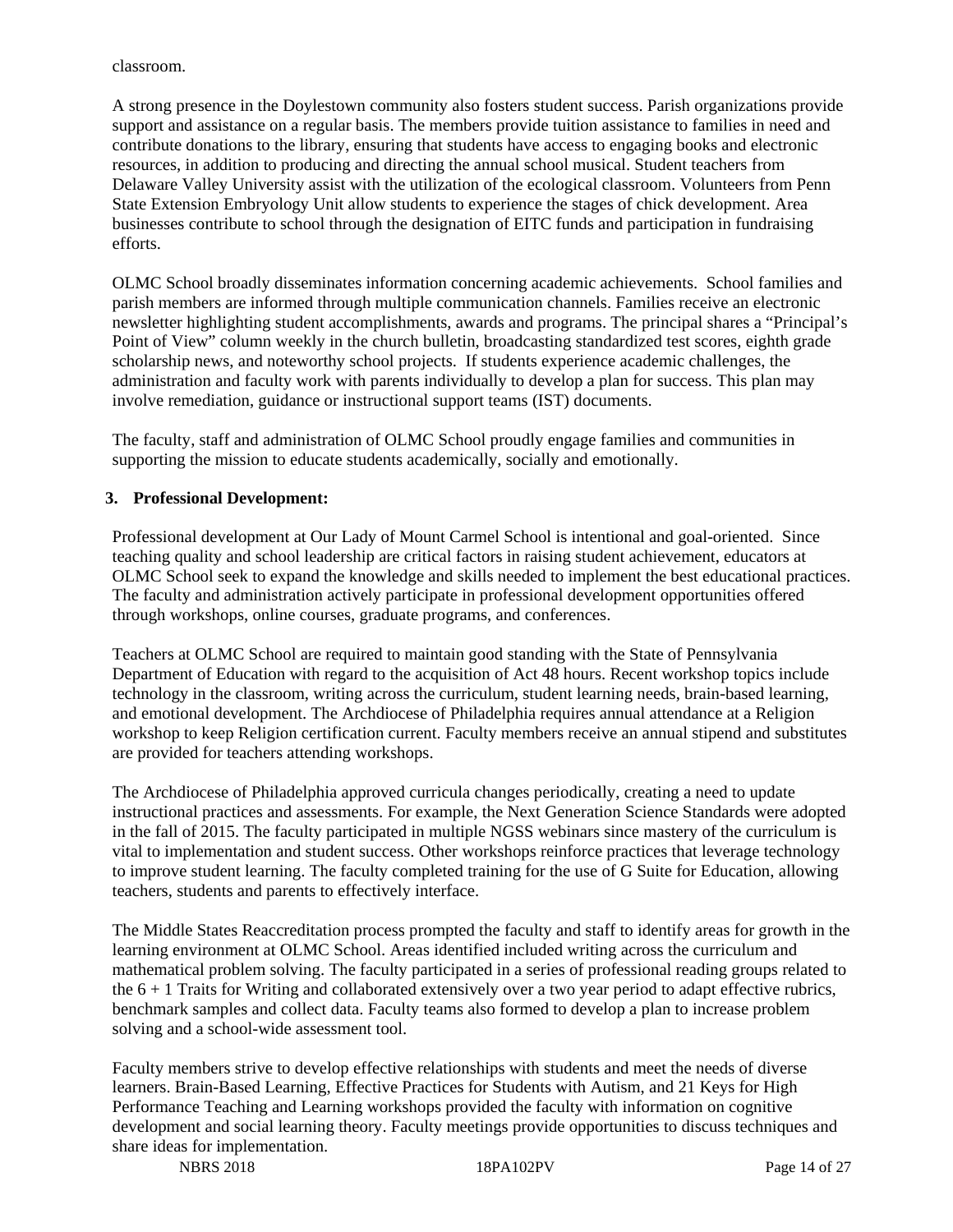classroom.

A strong presence in the Doylestown community also fosters student success. Parish organizations provide support and assistance on a regular basis. The members provide tuition assistance to families in need and contribute donations to the library, ensuring that students have access to engaging books and electronic resources, in addition to producing and directing the annual school musical. Student teachers from Delaware Valley University assist with the utilization of the ecological classroom. Volunteers from Penn State Extension Embryology Unit allow students to experience the stages of chick development. Area businesses contribute to school through the designation of EITC funds and participation in fundraising efforts.

OLMC School broadly disseminates information concerning academic achievements. School families and parish members are informed through multiple communication channels. Families receive an electronic newsletter highlighting student accomplishments, awards and programs. The principal shares a "Principal's Point of View" column weekly in the church bulletin, broadcasting standardized test scores, eighth grade scholarship news, and noteworthy school projects. If students experience academic challenges, the administration and faculty work with parents individually to develop a plan for success. This plan may involve remediation, guidance or instructional support teams (IST) documents.

The faculty, staff and administration of OLMC School proudly engage families and communities in supporting the mission to educate students academically, socially and emotionally.

**3. Professional Development:**

Professional development at Our Lady of Mount Carmel School is intentional and goal-oriented. Since teaching quality and school leadership are critical factors in raising student achievement, educators at OLMC School seek to expand the knowledge and skills needed to implement the best educational practices. The faculty and administration actively participate in professional development opportunities offered through workshops, online courses, graduate programs, and conferences.

Teachers at OLMC School are required to maintain good standing with the State of Pennsylvania Department of Education with regard to the acquisition of Act 48 hours. Recent workshop topics include technology in the classroom, writing across the curriculum, student learning needs, brain-based learning, and emotional development. The Archdiocese of Philadelphia requires annual attendance at a Religion workshop to keep Religion certification current. Faculty members receive an annual stipend and substitutes are provided for teachers attending workshops.

The Archdiocese of Philadelphia approved curricula changes periodically, creating a need to update instructional practices and assessments. For example, the Next Generation Science Standards were adopted in the fall of 2015. The faculty participated in multiple NGSS webinars since mastery of the curriculum is vital to implementation and student success. Other workshops reinforce practices that leverage technology to improve student learning. The faculty completed training for the use of G Suite for Education, allowing teachers, students and parents to effectively interface.

The Middle States Reaccreditation process prompted the faculty and staff to identify areas for growth in the learning environment at OLMC School. Areas identified included writing across the curriculum and mathematical problem solving. The faculty participated in a series of professional reading groups related to the 6 + 1 Traits for Writing and collaborated extensively over a two year period to adapt effective rubrics, benchmark samples and collect data. Faculty teams also formed to develop a plan to increase problem solving and a school-wide assessment tool.

Faculty members strive to develop effective relationships with students and meet the needs of diverse learners. Brain-Based Learning, Effective Practices for Students with Autism, and 21 Keys for High Performance Teaching and Learning workshops provided the faculty with information on cognitive development and social learning theory. Faculty meetings provide opportunities to discuss techniques and share ideas for implementation.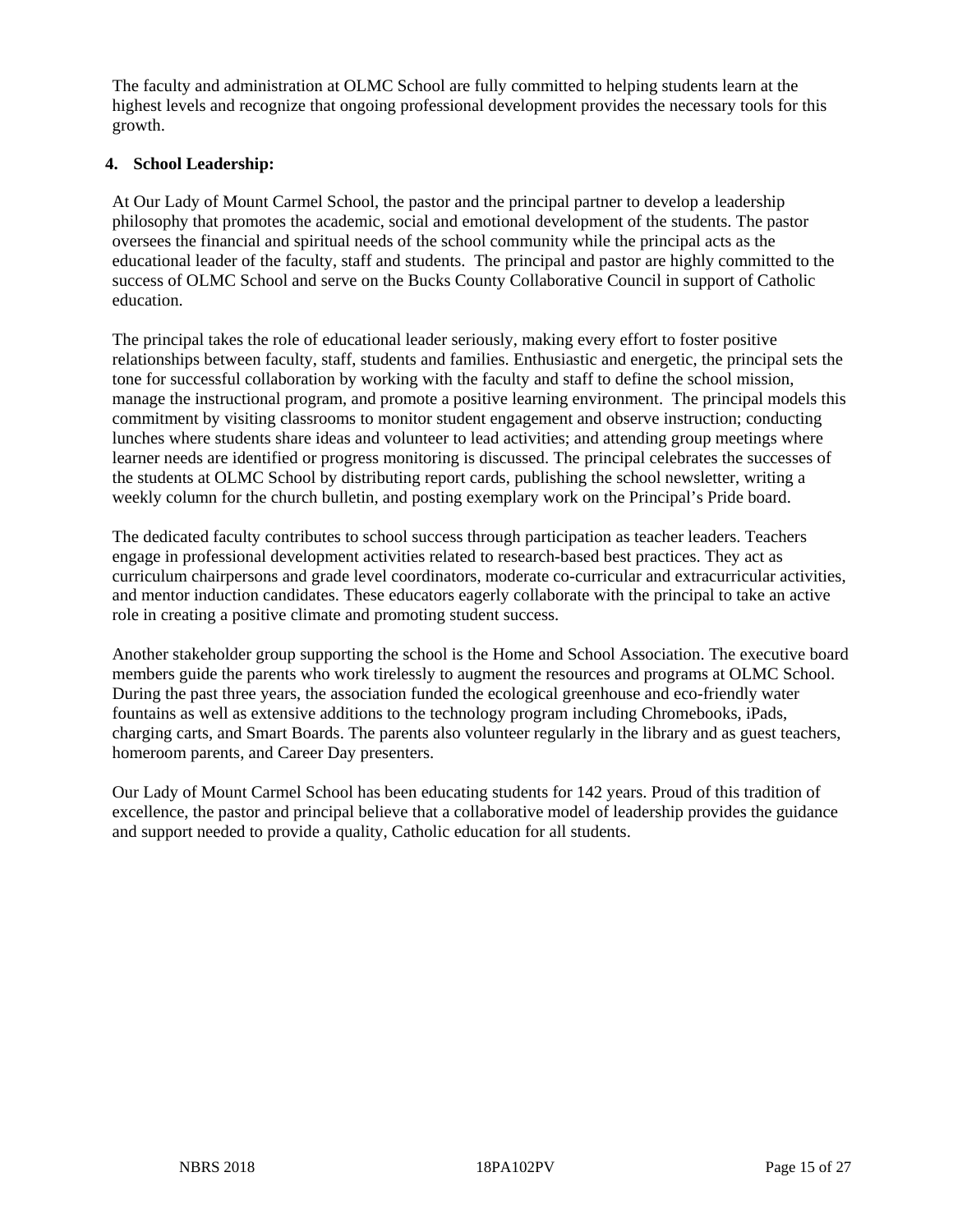The faculty and administration at OLMC School are fully committed to helping students learn at the highest levels and recognize that ongoing professional development provides the necessary tools for this growth.

**4. School Leadership:**

At Our Lady of Mount Carmel School, the pastor and the principal partner to develop a leadership philosophy that promotes the academic, social and emotional development of the students. The pastor oversees the financial and spiritual needs of the school community while the principal acts as the educational leader of the faculty, staff and students. The principal and pastor are highly committed to the success of OLMC School and serve on the Bucks County Collaborative Council in support of Catholic education.

The principal takes the role of educational leader seriously, making every effort to foster positive relationships between faculty, staff, students and families. Enthusiastic and energetic, the principal sets the tone for successful collaboration by working with the faculty and staff to define the school mission, manage the instructional program, and promote a positive learning environment. The principal models this commitment by visiting classrooms to monitor student engagement and observe instruction; conducting lunches where students share ideas and volunteer to lead activities; and attending group meetings where learner needs are identified or progress monitoring is discussed. The principal celebrates the successes of the students at OLMC School by distributing report cards, publishing the school newsletter, writing a weekly column for the church bulletin, and posting exemplary work on the Principal's Pride board.

The dedicated faculty contributes to school success through participation as teacher leaders. Teachers engage in professional development activities related to research-based best practices. They act as curriculum chairpersons and grade level coordinators, moderate co-curricular and extracurricular activities, and mentor induction candidates. These educators eagerly collaborate with the principal to take an active role in creating a positive climate and promoting student success.

Another stakeholder group supporting the school is the Home and School Association. The executive board members guide the parents who work tirelessly to augment the resources and programs at OLMC School. During the past three years, the association funded the ecological greenhouse and eco-friendly water fountains as well as extensive additions to the technology program including Chromebooks, iPads, charging carts, and Smart Boards. The parents also volunteer regularly in the library and as guest teachers, homeroom parents, and Career Day presenters.

Our Lady of Mount Carmel School has been educating students for 142 years. Proud of this tradition of excellence, the pastor and principal believe that a collaborative model of leadership provides the guidance and support needed to provide a quality, Catholic education for all students.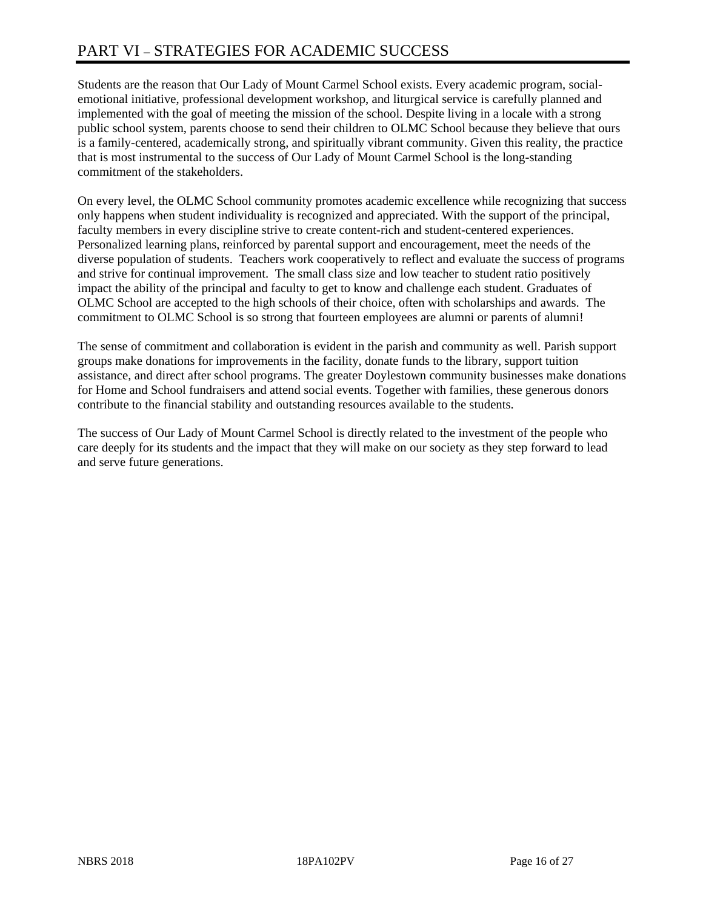# PART VI – STRATEGIES FOR ACADEMIC SUCCESS

Students are the reason that Our Lady of Mount Carmel School exists. Every academic program, social-emotional initiative, professional development workshop, and liturgical service is carefully planned and implemented with the goal of meeting the mission of the school. Despite living in a locale with a strong public school system, parents choose to send their children to OLMC School because they believe that ours is a family-centered, academically strong, and spiritually vibrant community. Given this reality, the practice that is most instrumental to the success of Our Lady of Mount Carmel School is the long-standing commitment of the stakeholders.

On every level, the OLMC School community promotes academic excellence while recognizing that success only happens when student individuality is recognized and appreciated. With the support of the principal, faculty members in every discipline strive to create content-rich and student-centered experiences. Personalized learning plans, reinforced by parental support and encouragement, meet the needs of the diverse population of students. Teachers work cooperatively to reflect and evaluate the success of programs and strive for continual improvement. The small class size and low teacher to student ratio positively impact the ability of the principal and faculty to get to know and challenge each student. Graduates of OLMC School are accepted to the high schools of their choice, often with scholarships and awards. The commitment to OLMC School is so strong that fourteen employees are alumni or parents of alumni!

The sense of commitment and collaboration is evident in the parish and community as well. Parish support groups make donations for improvements in the facility, donate funds to the library, support tuition assistance, and direct after school programs. The greater Doylestown community businesses make donations for Home and School fundraisers and attend social events. Together with families, these generous donors contribute to the financial stability and outstanding resources available to the students.

The success of Our Lady of Mount Carmel School is directly related to the investment of the people who care deeply for its students and the impact that they will make on our society as they step forward to lead and serve future generations.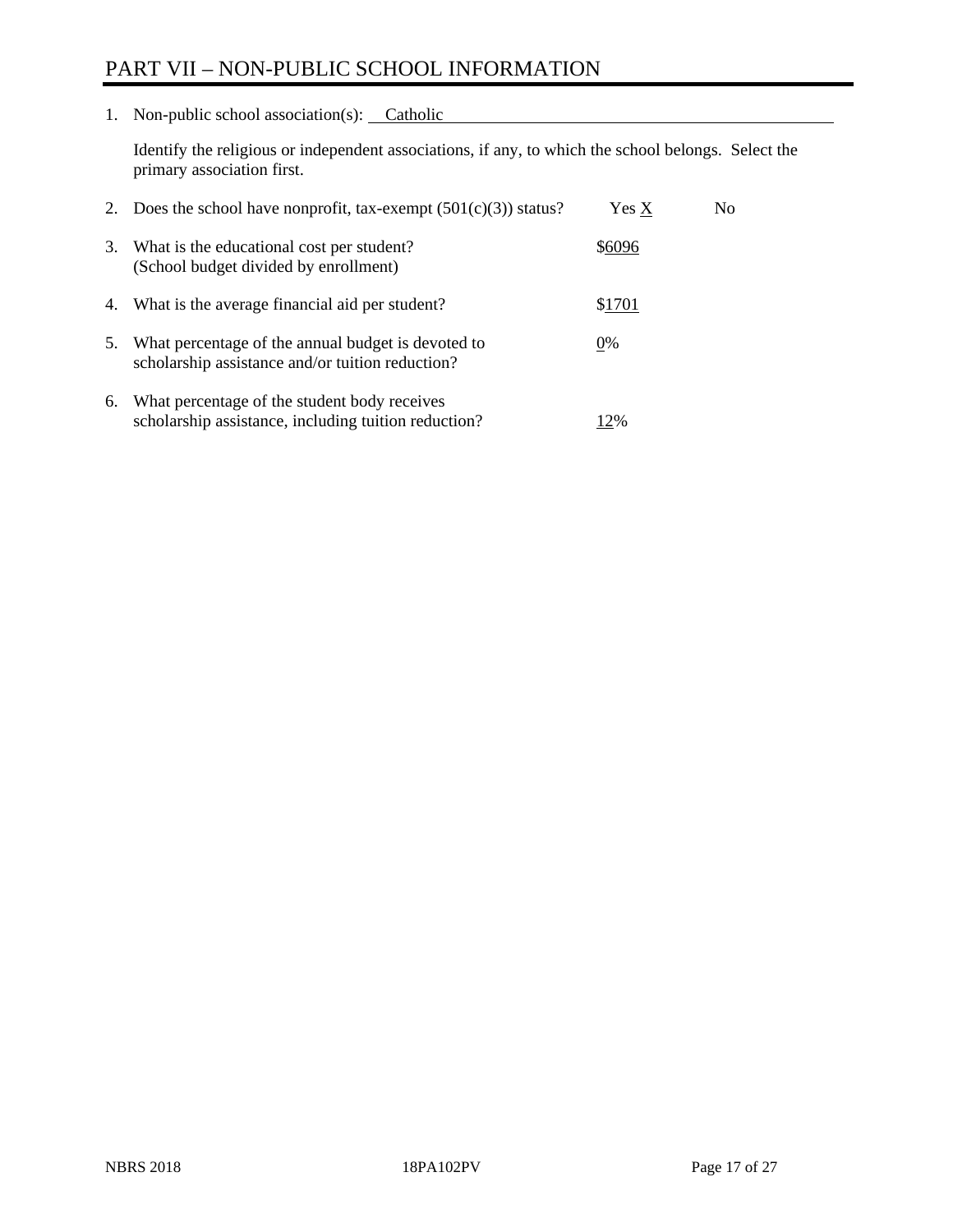# PART VII – NON-PUBLIC SCHOOL INFORMATION

1. Non-public school association(s): Catholic

   Identify the religious or independent associations, if any, to which the school belongs. Select the primary association first.

2. Does the school have nonprofit, tax-exempt (501(c)(3)) status? Yes X No

3. What is the educational cost per student? (School budget divided by enrollment) $6096

4. What is the average financial aid per student? $1701

5. What percentage of the annual budget is devoted to scholarship assistance and/or tuition reduction? 0%

6. What percentage of the student body receives scholarship assistance, including tuition reduction? 12%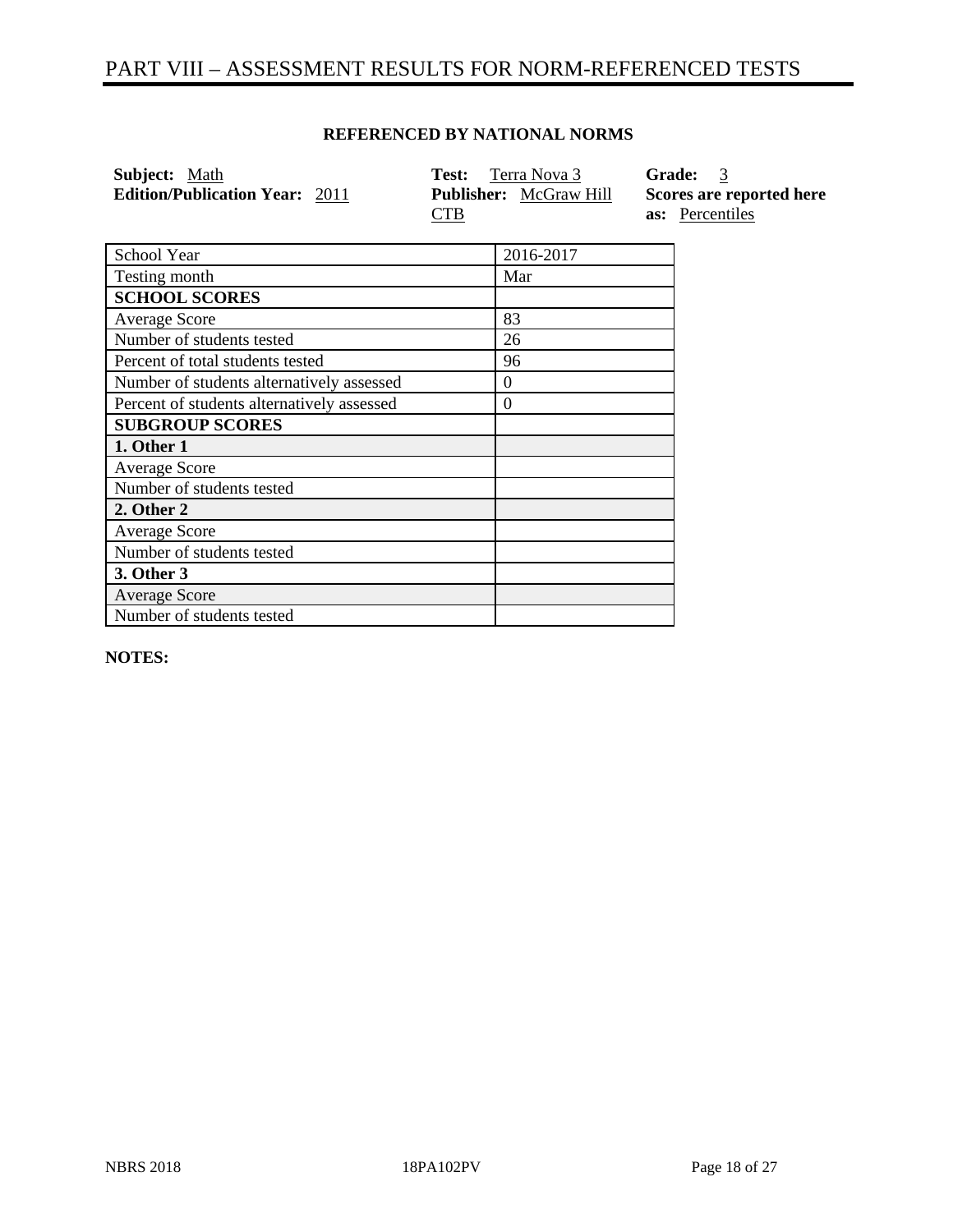# PART VIII – ASSESSMENT RESULTS FOR NORM-REFERENCED TESTS

**REFERENCED BY NATIONAL NORMS**

**Subject:** Math
**Edition/Publication Year:** 2011

**Test:** Terra Nova 3
**Publisher:** McGraw Hill CTB

**Grade:** 3
**Scores are reported here as:** Percentiles

| School Year | 2016-2017 |
|---|---|
| Testing month | Mar |
| **SCHOOL SCORES** | |
| Average Score | 83 |
| Number of students tested | 26 |
| Percent of total students tested | 96 |
| Number of students alternatively assessed | 0 |
| Percent of students alternatively assessed | 0 |
| **SUBGROUP SCORES** | |
| **1. Other 1** | |
| Average Score | |
| Number of students tested | |
| **2. Other 2** | |
| Average Score | |
| Number of students tested | |
| **3. Other 3** | |
| Average Score | |
| Number of students tested | |

**NOTES:**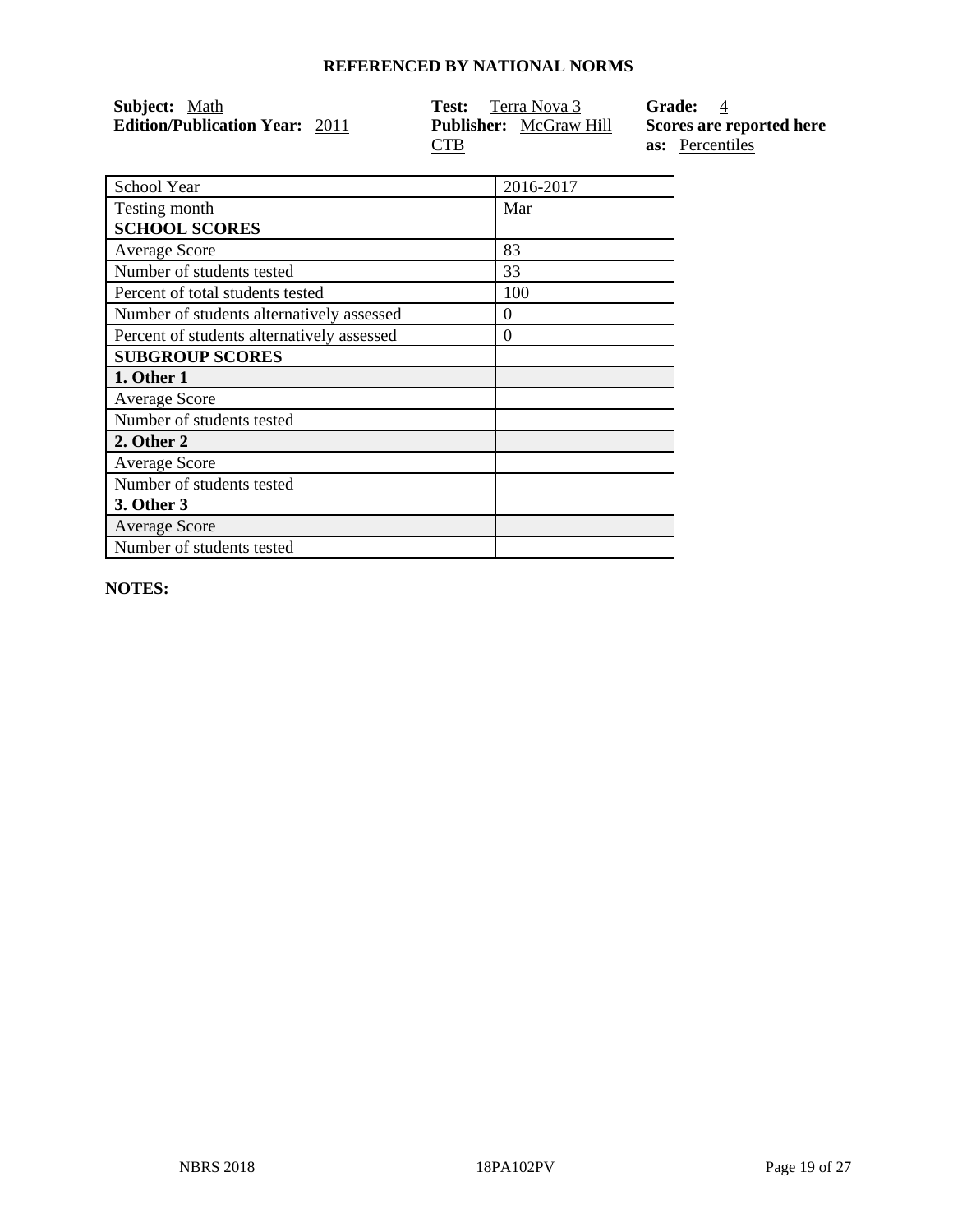## REFERENCED BY NATIONAL NORMS

**Subject:** Math
**Edition/Publication Year:** 2011

**Test:** Terra Nova 3
**Publisher:** McGraw Hill CTB

**Grade:** 4
**Scores are reported here as:** Percentiles

| School Year | 2016-2017 |
|---|---|
| Testing month | Mar |
| **SCHOOL SCORES** | |
| Average Score | 83 |
| Number of students tested | 33 |
| Percent of total students tested | 100 |
| Number of students alternatively assessed | 0 |
| Percent of students alternatively assessed | 0 |
| **SUBGROUP SCORES** | |
| **1. Other 1** | |
| Average Score | |
| Number of students tested | |
| **2. Other 2** | |
| Average Score | |
| Number of students tested | |
| **3. Other 3** | |
| Average Score | |
| Number of students tested | |

**NOTES:**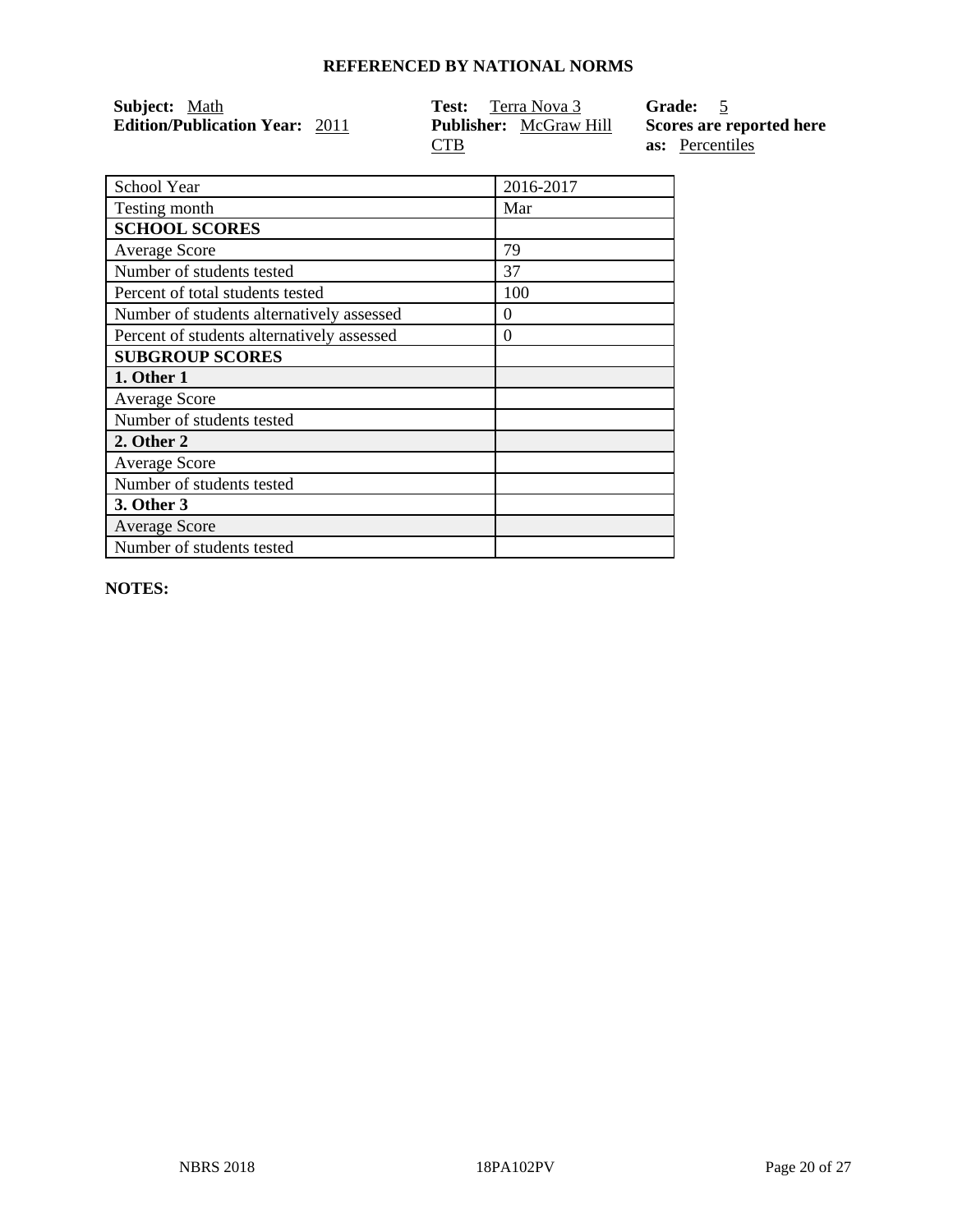**REFERENCED BY NATIONAL NORMS**

**Subject:** Math
**Edition/Publication Year:** 2011
**Test:** Terra Nova 3
**Publisher:** McGraw Hill CTB
**Grade:** 5
**Scores are reported here as:** Percentiles

| School Year | 2016-2017 |
|---|---|
| Testing month | Mar |
| **SCHOOL SCORES** | |
| Average Score | 79 |
| Number of students tested | 37 |
| Percent of total students tested | 100 |
| Number of students alternatively assessed | 0 |
| Percent of students alternatively assessed | 0 |
| **SUBGROUP SCORES** | |
| **1. Other 1** | |
| Average Score | |
| Number of students tested | |
| **2. Other 2** | |
| Average Score | |
| Number of students tested | |
| **3. Other 3** | |
| Average Score | |
| Number of students tested | |

**NOTES:**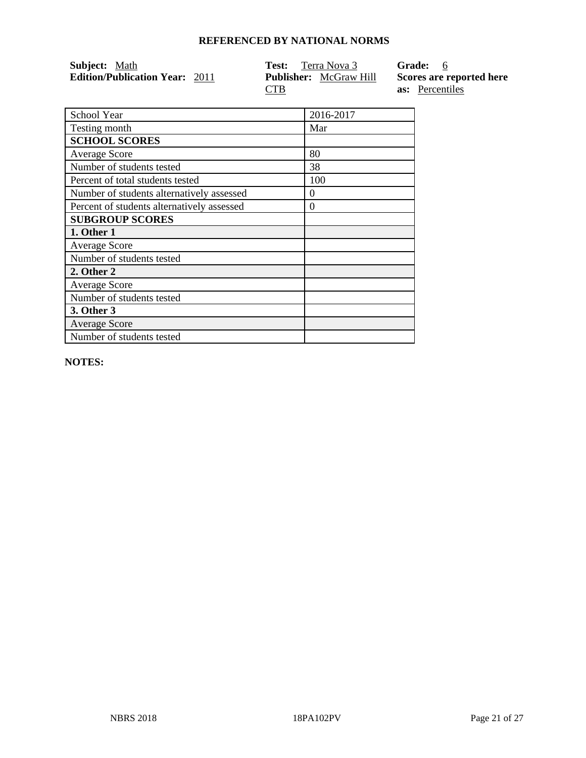## REFERENCED BY NATIONAL NORMS

**Subject:** Math
**Edition/Publication Year:** 2011
**Test:** Terra Nova 3
**Publisher:** McGraw Hill CTB
**Grade:** 6
**Scores are reported here as:** Percentiles

| School Year | 2016-2017 |
|---|---|
| Testing month | Mar |
| **SCHOOL SCORES** | |
| Average Score | 80 |
| Number of students tested | 38 |
| Percent of total students tested | 100 |
| Number of students alternatively assessed | 0 |
| Percent of students alternatively assessed | 0 |
| **SUBGROUP SCORES** | |
| **1. Other 1** | |
| Average Score | |
| Number of students tested | |
| **2. Other 2** | |
| Average Score | |
| Number of students tested | |
| **3. Other 3** | |
| Average Score | |
| Number of students tested | |

**NOTES:**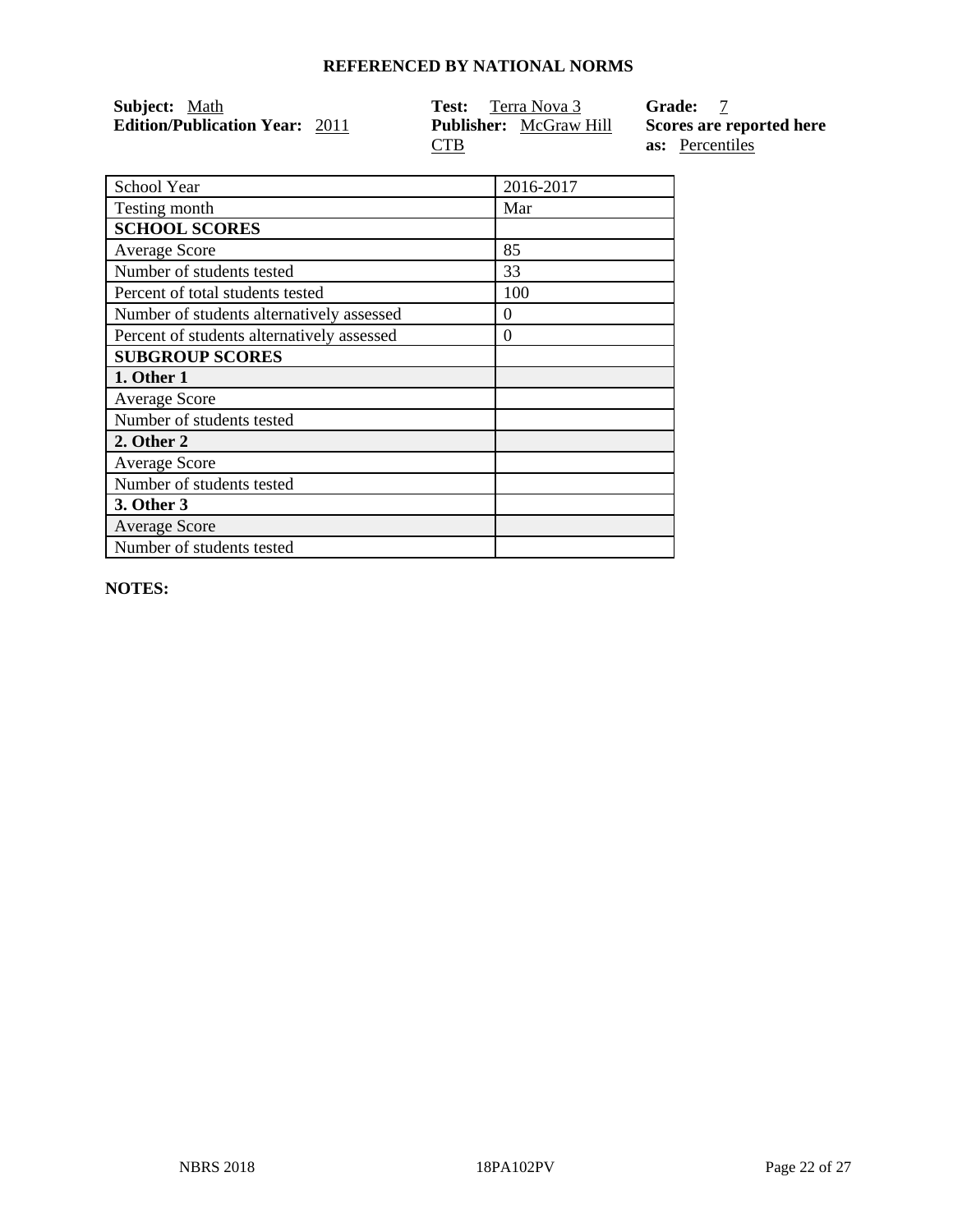## REFERENCED BY NATIONAL NORMS

**Subject:** Math
**Edition/Publication Year:** 2011
**Test:** Terra Nova 3
**Publisher:** McGraw Hill CTB
**Grade:** 7
**Scores are reported here as:** Percentiles

| School Year | 2016-2017 |
|---|---|
| Testing month | Mar |
| **SCHOOL SCORES** | |
| Average Score | 85 |
| Number of students tested | 33 |
| Percent of total students tested | 100 |
| Number of students alternatively assessed | 0 |
| Percent of students alternatively assessed | 0 |
| **SUBGROUP SCORES** | |
| **1. Other 1** | |
| Average Score | |
| Number of students tested | |
| **2. Other 2** | |
| Average Score | |
| Number of students tested | |
| **3. Other 3** | |
| Average Score | |
| Number of students tested | |

**NOTES:**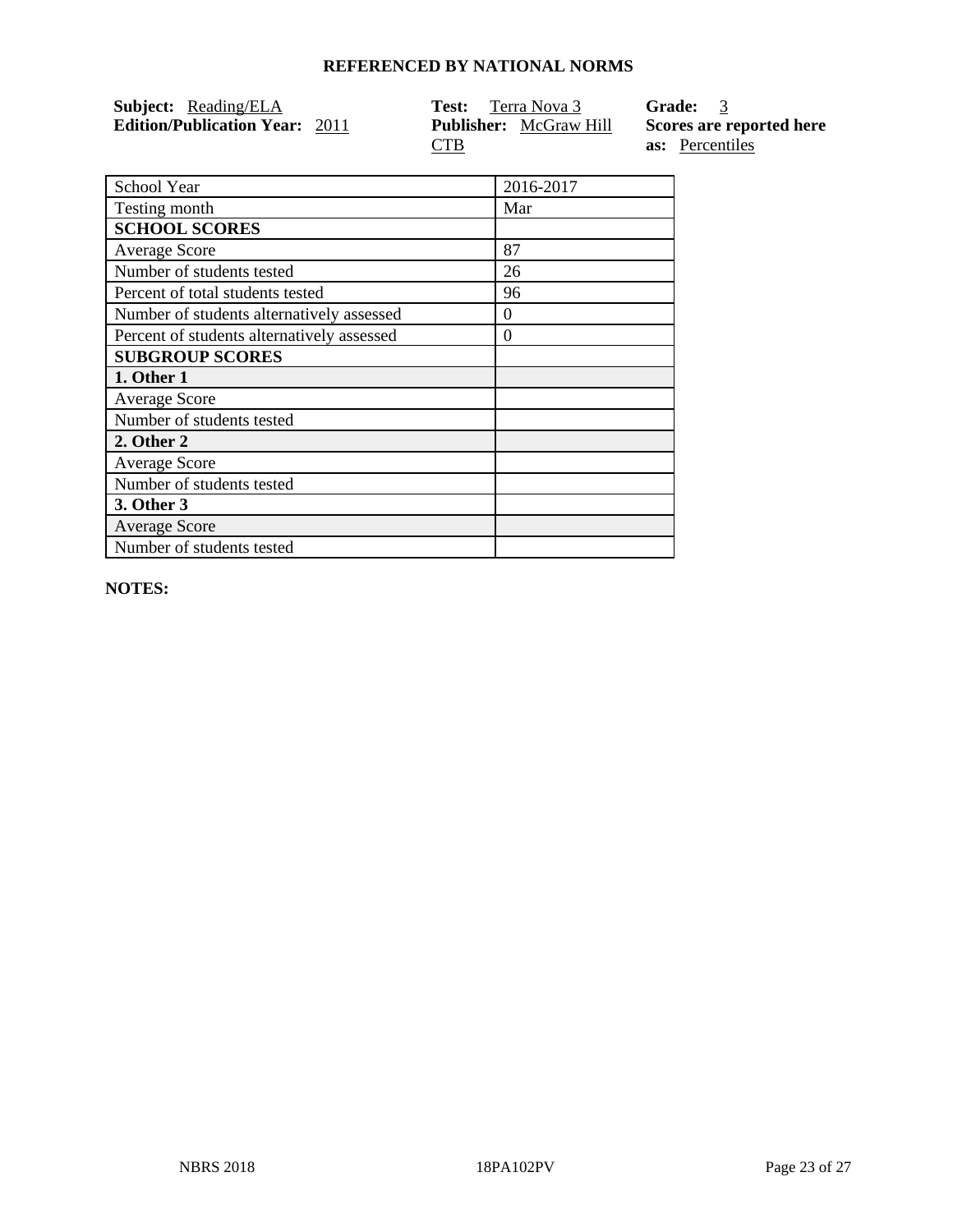**REFERENCED BY NATIONAL NORMS**

**Subject:** Reading/ELA
**Edition/Publication Year:** 2011

**Test:** Terra Nova 3
**Publisher:** McGraw Hill CTB

**Grade:** 3
**Scores are reported here as:** Percentiles

| School Year | 2016-2017 |
|---|---|
| Testing month | Mar |
| **SCHOOL SCORES** | |
| Average Score | 87 |
| Number of students tested | 26 |
| Percent of total students tested | 96 |
| Number of students alternatively assessed | 0 |
| Percent of students alternatively assessed | 0 |
| **SUBGROUP SCORES** | |
| **1. Other 1** | |
| Average Score | |
| Number of students tested | |
| **2. Other 2** | |
| Average Score | |
| Number of students tested | |
| **3. Other 3** | |
| Average Score | |
| Number of students tested | |

**NOTES:**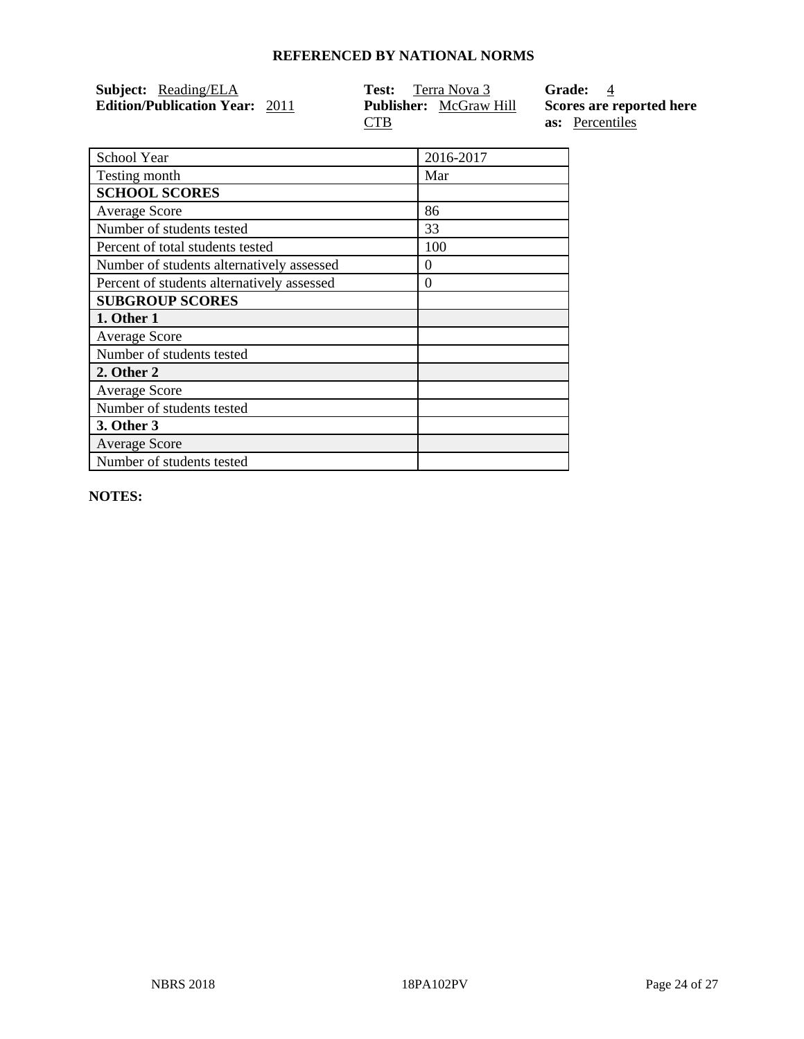## REFERENCED BY NATIONAL NORMS

**Subject:** Reading/ELA
**Edition/Publication Year:** 2011

**Test:** Terra Nova 3
**Publisher:** McGraw Hill CTB

**Grade:** 4
**Scores are reported here as:** Percentiles

| School Year | 2016-2017 |
|---|---|
| Testing month | Mar |
| **SCHOOL SCORES** | |
| Average Score | 86 |
| Number of students tested | 33 |
| Percent of total students tested | 100 |
| Number of students alternatively assessed | 0 |
| Percent of students alternatively assessed | 0 |
| **SUBGROUP SCORES** | |
| **1. Other 1** | |
| Average Score | |
| Number of students tested | |
| **2. Other 2** | |
| Average Score | |
| Number of students tested | |
| **3. Other 3** | |
| Average Score | |
| Number of students tested | |

**NOTES:**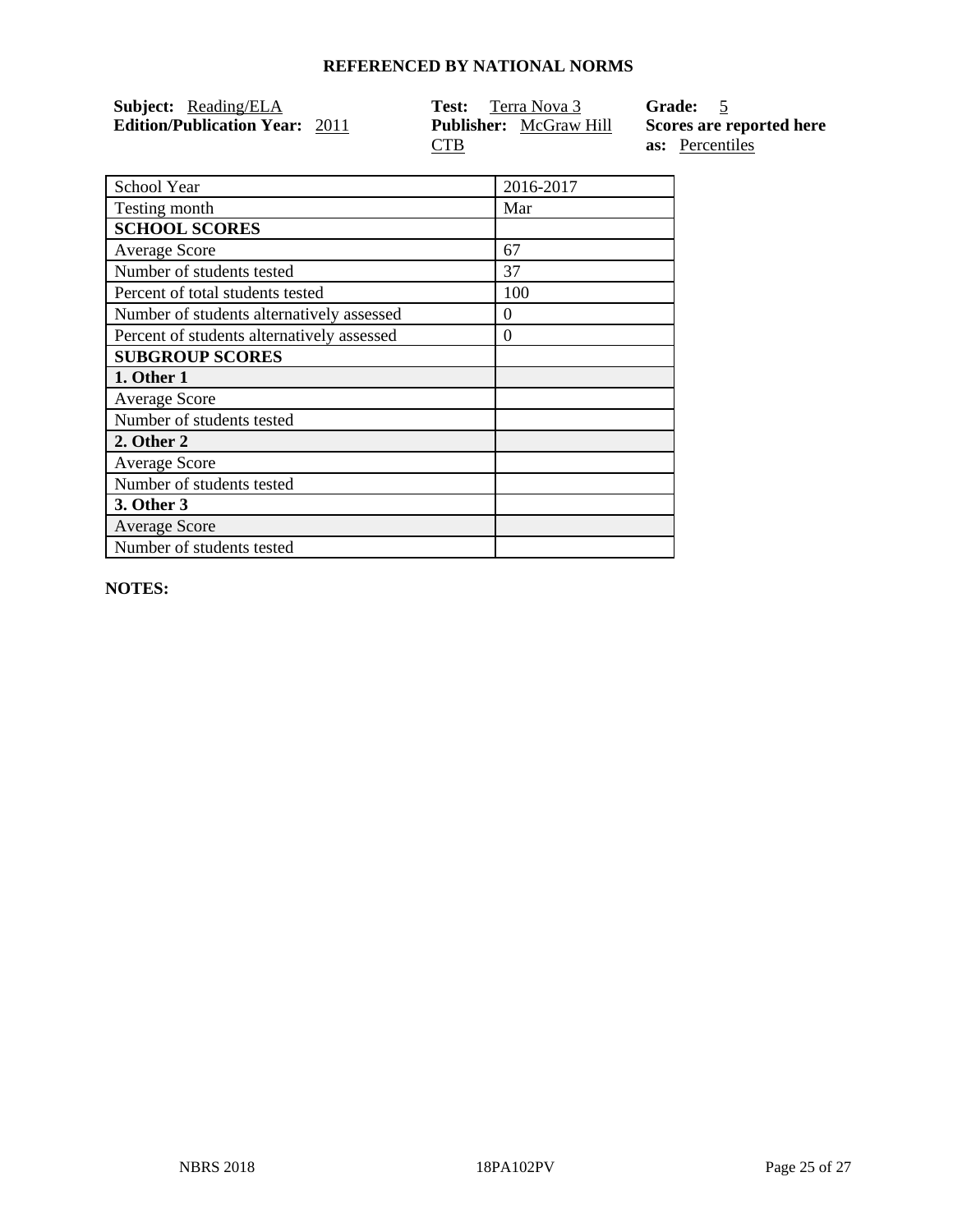# REFERENCED BY NATIONAL NORMS

**Subject:** Reading/ELA
**Edition/Publication Year:** 2011

**Test:** Terra Nova 3
**Publisher:** McGraw Hill CTB

**Grade:** 5
**Scores are reported here as:** Percentiles

| School Year | 2016-2017 |
|---|---|
| Testing month | Mar |
| **SCHOOL SCORES** | |
| Average Score | 67 |
| Number of students tested | 37 |
| Percent of total students tested | 100 |
| Number of students alternatively assessed | 0 |
| Percent of students alternatively assessed | 0 |
| **SUBGROUP SCORES** | |
| **1. Other 1** | |
| Average Score | |
| Number of students tested | |
| **2. Other 2** | |
| Average Score | |
| Number of students tested | |
| **3. Other 3** | |
| Average Score | |
| Number of students tested | |

**NOTES:**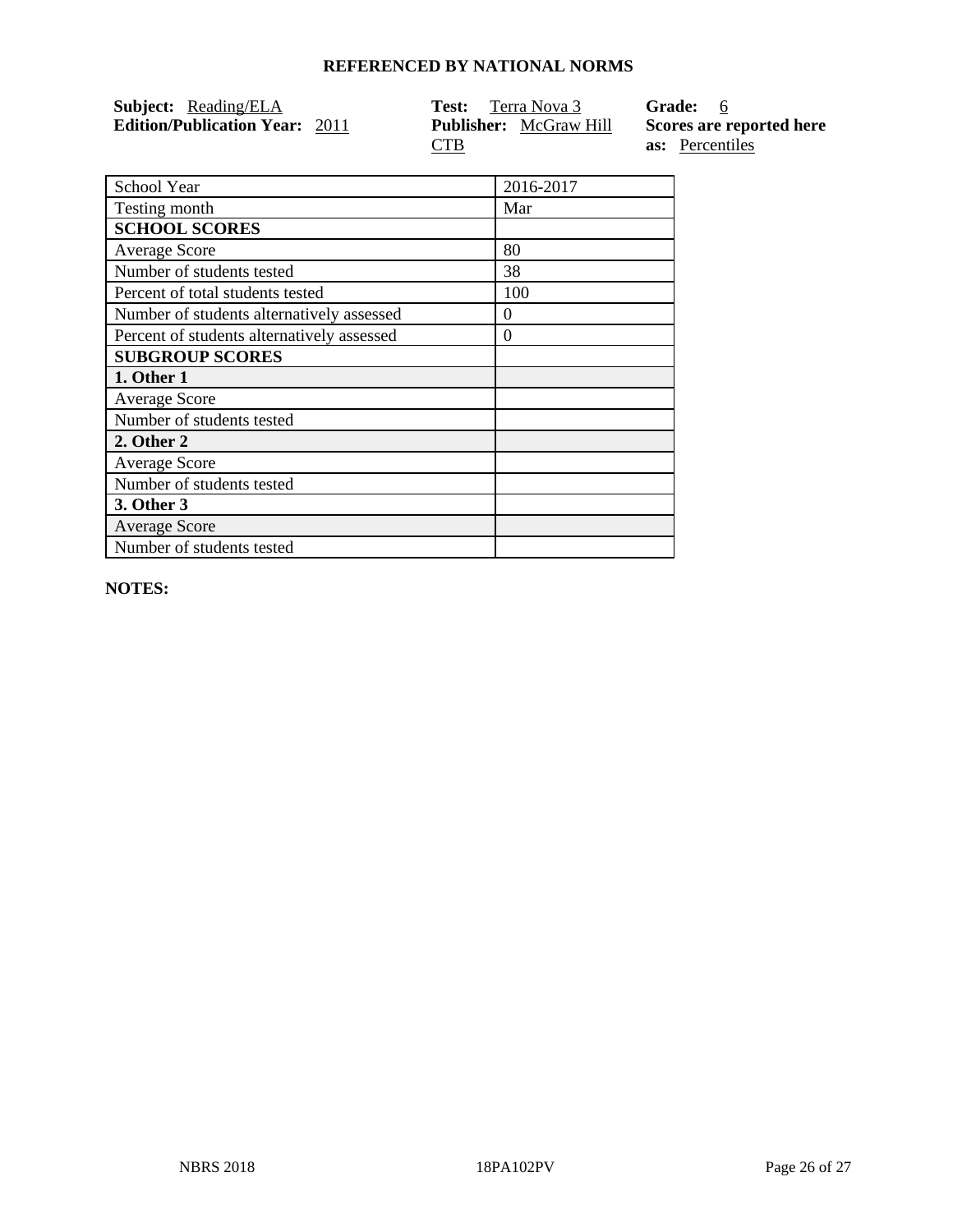## REFERENCED BY NATIONAL NORMS

**Subject:** Reading/ELA
**Edition/Publication Year:** 2011
**Test:** Terra Nova 3
**Publisher:** McGraw Hill CTB
**Grade:** 6
**Scores are reported here as:** Percentiles

| School Year | 2016-2017 |
|---|---|
| Testing month | Mar |
| **SCHOOL SCORES** | |
| Average Score | 80 |
| Number of students tested | 38 |
| Percent of total students tested | 100 |
| Number of students alternatively assessed | 0 |
| Percent of students alternatively assessed | 0 |
| **SUBGROUP SCORES** | |
| **1. Other 1** | |
| Average Score | |
| Number of students tested | |
| **2. Other 2** | |
| Average Score | |
| Number of students tested | |
| **3. Other 3** | |
| Average Score | |
| Number of students tested | |

**NOTES:**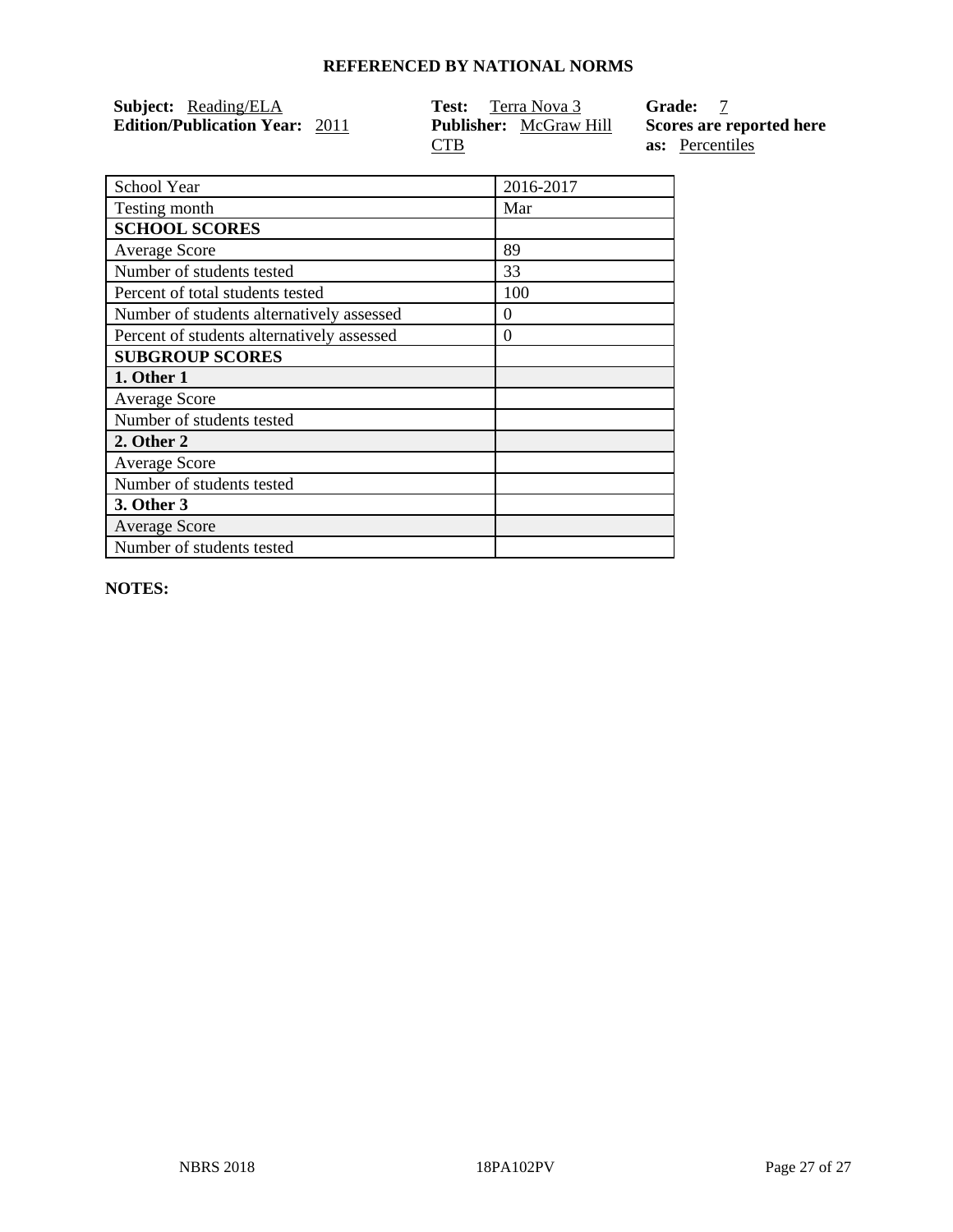## REFERENCED BY NATIONAL NORMS

**Subject:** Reading/ELA
**Edition/Publication Year:** 2011
**Test:** Terra Nova 3
**Publisher:** McGraw Hill CTB
**Grade:** 7
**Scores are reported here as:** Percentiles

| | |
|---|---|
| School Year | 2016-2017 |
| Testing month | Mar |
| **SCHOOL SCORES** | |
| Average Score | 89 |
| Number of students tested | 33 |
| Percent of total students tested | 100 |
| Number of students alternatively assessed | 0 |
| Percent of students alternatively assessed | 0 |
| **SUBGROUP SCORES** | |
| **1. Other 1** | |
| Average Score | |
| Number of students tested | |
| **2. Other 2** | |
| Average Score | |
| Number of students tested | |
| **3. Other 3** | |
| Average Score | |
| Number of students tested | |

**NOTES:**